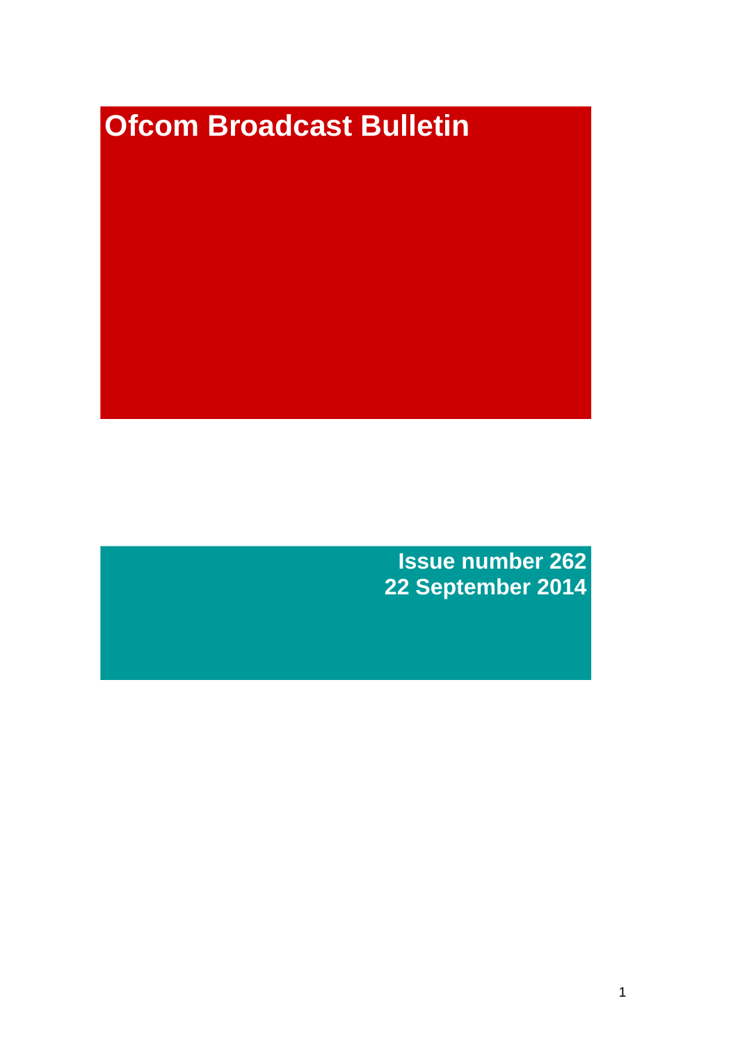# Ofcom Broadcast Bulletin

**Issue number 262**
**22 September 2014**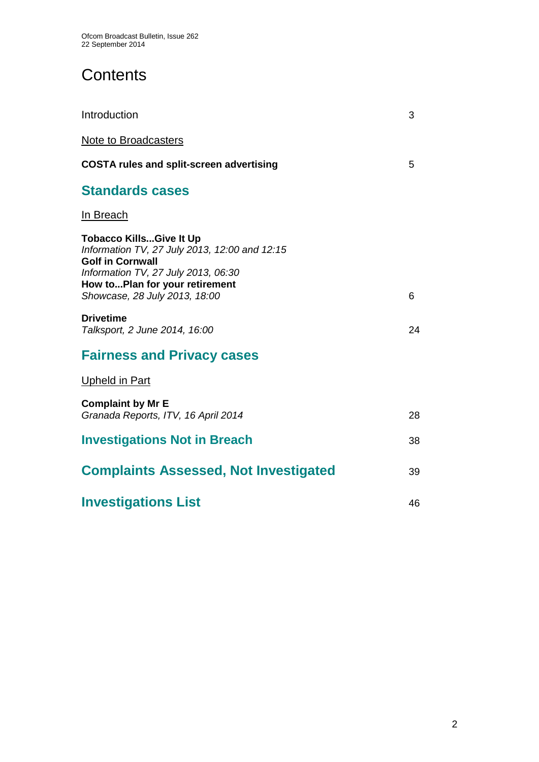# Contents

| | |
|---|---|
| Introduction | 3 |
| Note to Broadcasters | |
| **COSTA rules and split-screen advertising** | 5 |

## Standards cases

In Breach

| | |
|---|---|
| **Tobacco Kills...Give It Up**<br>*Information TV, 27 July 2013, 12:00 and 12:15*<br>**Golf in Cornwall**<br>*Information TV, 27 July 2013, 06:30*<br>**How to...Plan for your retirement**<br>*Showcase, 28 July 2013, 18:00* | 6 |
| **Drivetime**<br>*Talksport, 2 June 2014, 16:00* | 24 |

## Fairness and Privacy cases

Upheld in Part

| | |
|---|---|
| **Complaint by Mr E**<br>*Granada Reports, ITV, 16 April 2014* | 28 |

| | |
|---|---|
| **Investigations Not in Breach** | 38 |
| **Complaints Assessed, Not Investigated** | 39 |
| **Investigations List** | 46 |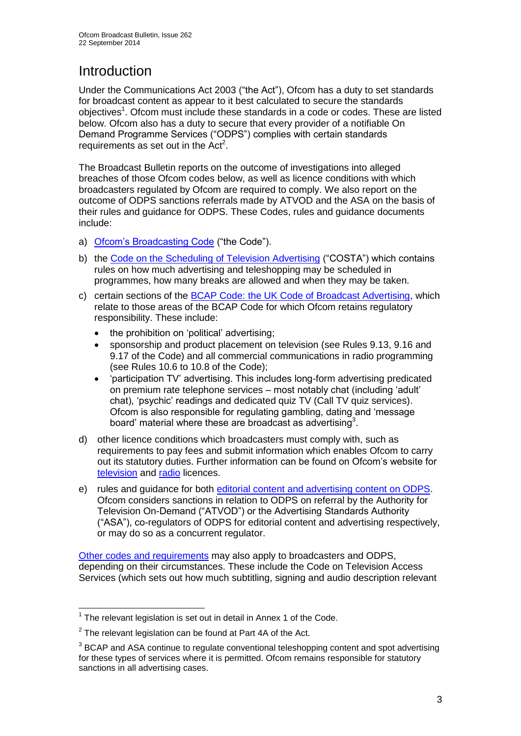# Introduction

Under the Communications Act 2003 ("the Act"), Ofcom has a duty to set standards for broadcast content as appear to it best calculated to secure the standards objectives[1]. Ofcom must include these standards in a code or codes. These are listed below. Ofcom also has a duty to secure that every provider of a notifiable On Demand Programme Services ("ODPS") complies with certain standards requirements as set out in the Act[2].

The Broadcast Bulletin reports on the outcome of investigations into alleged breaches of those Ofcom codes below, as well as licence conditions with which broadcasters regulated by Ofcom are required to comply. We also report on the outcome of ODPS sanctions referrals made by ATVOD and the ASA on the basis of their rules and guidance for ODPS. These Codes, rules and guidance documents include:

a) Ofcom's Broadcasting Code ("the Code").

b) the Code on the Scheduling of Television Advertising ("COSTA") which contains rules on how much advertising and teleshopping may be scheduled in programmes, how many breaks are allowed and when they may be taken.

c) certain sections of the BCAP Code: the UK Code of Broadcast Advertising, which relate to those areas of the BCAP Code for which Ofcom retains regulatory responsibility. These include:
   - the prohibition on 'political' advertising;
   - sponsorship and product placement on television (see Rules 9.13, 9.16 and 9.17 of the Code) and all commercial communications in radio programming (see Rules 10.6 to 10.8 of the Code);
   - 'participation TV' advertising. This includes long-form advertising predicated on premium rate telephone services – most notably chat (including 'adult' chat), 'psychic' readings and dedicated quiz TV (Call TV quiz services). Ofcom is also responsible for regulating gambling, dating and 'message board' material where these are broadcast as advertising[3].

d) other licence conditions which broadcasters must comply with, such as requirements to pay fees and submit information which enables Ofcom to carry out its statutory duties. Further information can be found on Ofcom's website for television and radio licences.

e) rules and guidance for both editorial content and advertising content on ODPS. Ofcom considers sanctions in relation to ODPS on referral by the Authority for Television On-Demand ("ATVOD") or the Advertising Standards Authority ("ASA"), co-regulators of ODPS for editorial content and advertising respectively, or may do so as a concurrent regulator.

Other codes and requirements may also apply to broadcasters and ODPS, depending on their circumstances. These include the Code on Television Access Services (which sets out how much subtitling, signing and audio description relevant

---

[1] The relevant legislation is set out in detail in Annex 1 of the Code.

[2] The relevant legislation can be found at Part 4A of the Act.

[3] BCAP and ASA continue to regulate conventional teleshopping content and spot advertising for these types of services where it is permitted. Ofcom remains responsible for statutory sanctions in all advertising cases.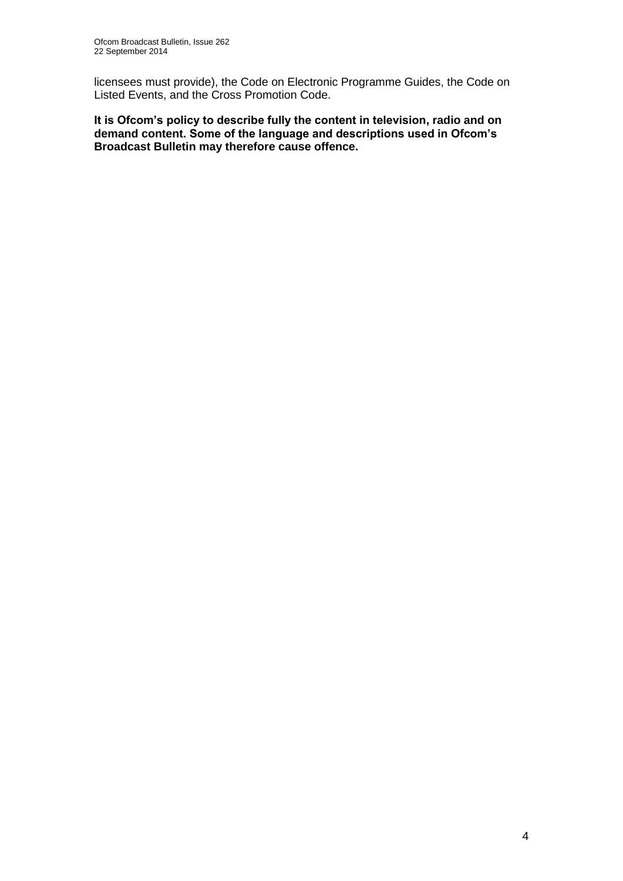licensees must provide), the Code on Electronic Programme Guides, the Code on Listed Events, and the Cross Promotion Code.

**It is Ofcom's policy to describe fully the content in television, radio and on demand content. Some of the language and descriptions used in Ofcom's Broadcast Bulletin may therefore cause offence.**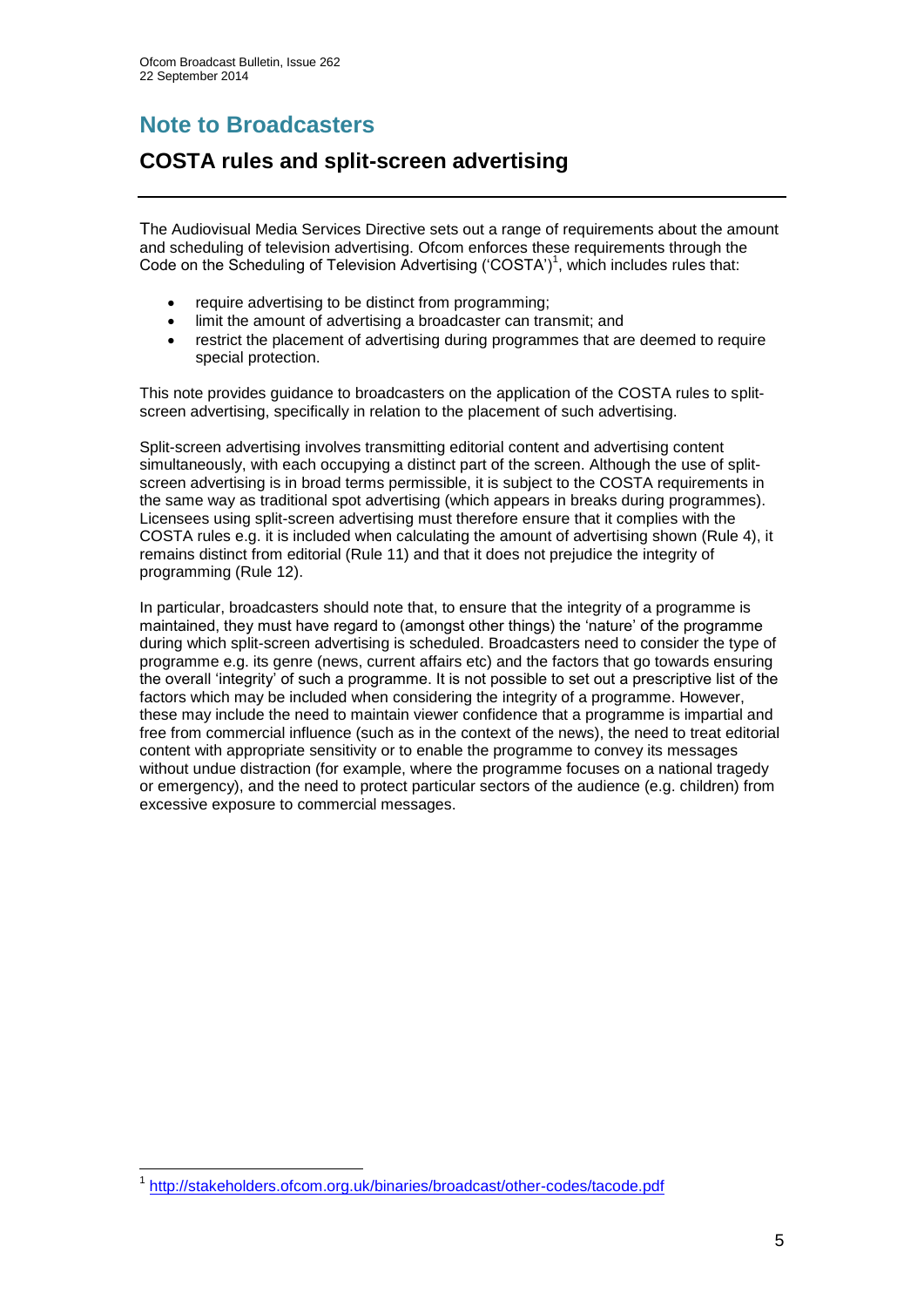# Note to Broadcasters

## COSTA rules and split-screen advertising

The Audiovisual Media Services Directive sets out a range of requirements about the amount and scheduling of television advertising. Ofcom enforces these requirements through the Code on the Scheduling of Television Advertising ('COSTA')[1], which includes rules that:

- require advertising to be distinct from programming;
- limit the amount of advertising a broadcaster can transmit; and
- restrict the placement of advertising during programmes that are deemed to require special protection.

This note provides guidance to broadcasters on the application of the COSTA rules to split-screen advertising, specifically in relation to the placement of such advertising.

Split-screen advertising involves transmitting editorial content and advertising content simultaneously, with each occupying a distinct part of the screen. Although the use of split-screen advertising is in broad terms permissible, it is subject to the COSTA requirements in the same way as traditional spot advertising (which appears in breaks during programmes). Licensees using split-screen advertising must therefore ensure that it complies with the COSTA rules e.g. it is included when calculating the amount of advertising shown (Rule 4), it remains distinct from editorial (Rule 11) and that it does not prejudice the integrity of programming (Rule 12).

In particular, broadcasters should note that, to ensure that the integrity of a programme is maintained, they must have regard to (amongst other things) the 'nature' of the programme during which split-screen advertising is scheduled. Broadcasters need to consider the type of programme e.g. its genre (news, current affairs etc) and the factors that go towards ensuring the overall 'integrity' of such a programme. It is not possible to set out a prescriptive list of the factors which may be included when considering the integrity of a programme. However, these may include the need to maintain viewer confidence that a programme is impartial and free from commercial influence (such as in the context of the news), the need to treat editorial content with appropriate sensitivity or to enable the programme to convey its messages without undue distraction (for example, where the programme focuses on a national tragedy or emergency), and the need to protect particular sectors of the audience (e.g. children) from excessive exposure to commercial messages.

[1] http://stakeholders.ofcom.org.uk/binaries/broadcast/other-codes/tacode.pdf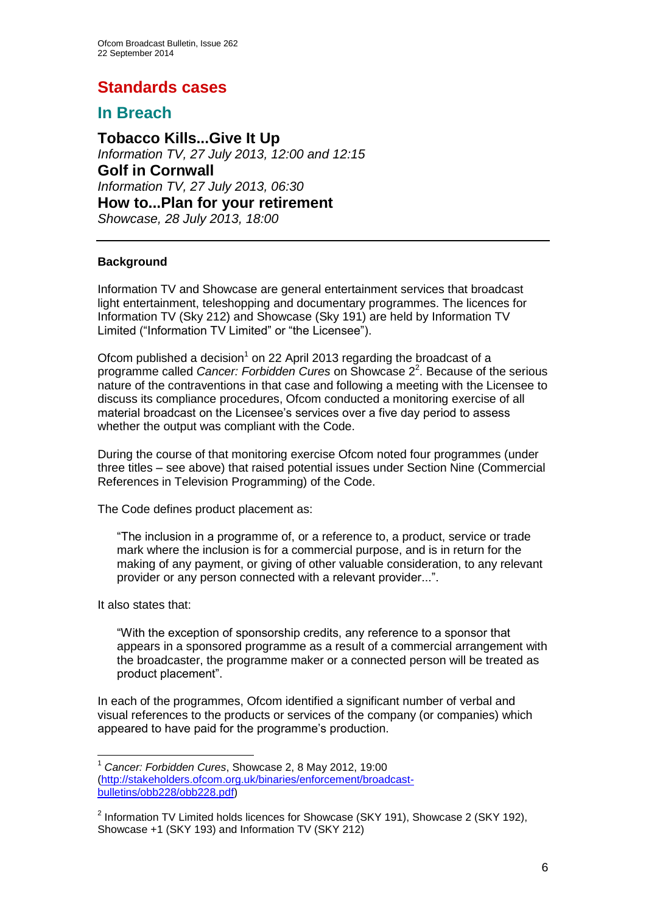# Standards cases

## In Breach

### Tobacco Kills...Give It Up

*Information TV, 27 July 2013, 12:00 and 12:15*

### Golf in Cornwall

*Information TV, 27 July 2013, 06:30*

### How to...Plan for your retirement

*Showcase, 28 July 2013, 18:00*

---

**Background**

Information TV and Showcase are general entertainment services that broadcast light entertainment, teleshopping and documentary programmes. The licences for Information TV (Sky 212) and Showcase (Sky 191) are held by Information TV Limited ("Information TV Limited" or "the Licensee").

Ofcom published a decision[1] on 22 April 2013 regarding the broadcast of a programme called *Cancer: Forbidden Cures* on Showcase 2[2]. Because of the serious nature of the contraventions in that case and following a meeting with the Licensee to discuss its compliance procedures, Ofcom conducted a monitoring exercise of all material broadcast on the Licensee's services over a five day period to assess whether the output was compliant with the Code.

During the course of that monitoring exercise Ofcom noted four programmes (under three titles – see above) that raised potential issues under Section Nine (Commercial References in Television Programming) of the Code.

The Code defines product placement as:

> "The inclusion in a programme of, or a reference to, a product, service or trade mark where the inclusion is for a commercial purpose, and is in return for the making of any payment, or giving of other valuable consideration, to any relevant provider or any person connected with a relevant provider...".

It also states that:

> "With the exception of sponsorship credits, any reference to a sponsor that appears in a sponsored programme as a result of a commercial arrangement with the broadcaster, the programme maker or a connected person will be treated as product placement".

In each of the programmes, Ofcom identified a significant number of verbal and visual references to the products or services of the company (or companies) which appeared to have paid for the programme's production.

---

[1] *Cancer: Forbidden Cures*, Showcase 2, 8 May 2012, 19:00 (http://stakeholders.ofcom.org.uk/binaries/enforcement/broadcast-bulletins/obb228/obb228.pdf)

[2] Information TV Limited holds licences for Showcase (SKY 191), Showcase 2 (SKY 192), Showcase +1 (SKY 193) and Information TV (SKY 212)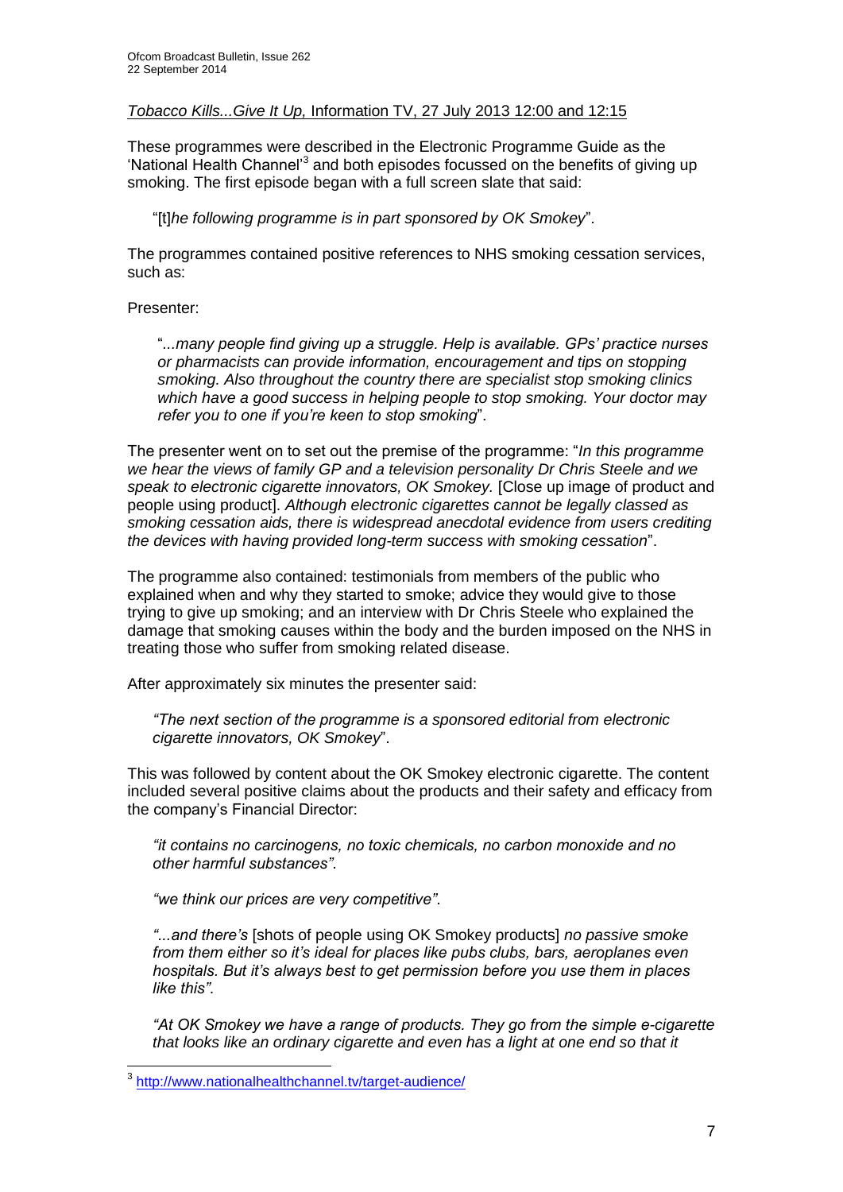*Tobacco Kills...Give It Up,* Information TV, 27 July 2013 12:00 and 12:15

These programmes were described in the Electronic Programme Guide as the 'National Health Channel'[3] and both episodes focussed on the benefits of giving up smoking. The first episode began with a full screen slate that said:

> "[t]*he following programme is in part sponsored by OK Smokey*".

The programmes contained positive references to NHS smoking cessation services, such as:

Presenter:

> "*...many people find giving up a struggle. Help is available. GPs' practice nurses or pharmacists can provide information, encouragement and tips on stopping smoking. Also throughout the country there are specialist stop smoking clinics which have a good success in helping people to stop smoking. Your doctor may refer you to one if you're keen to stop smoking*".

The presenter went on to set out the premise of the programme: "*In this programme we hear the views of family GP and a television personality Dr Chris Steele and we speak to electronic cigarette innovators, OK Smokey.* [Close up image of product and people using product]. *Although electronic cigarettes cannot be legally classed as smoking cessation aids, there is widespread anecdotal evidence from users crediting the devices with having provided long-term success with smoking cessation*".

The programme also contained: testimonials from members of the public who explained when and why they started to smoke; advice they would give to those trying to give up smoking; and an interview with Dr Chris Steele who explained the damage that smoking causes within the body and the burden imposed on the NHS in treating those who suffer from smoking related disease.

After approximately six minutes the presenter said:

> *"The next section of the programme is a sponsored editorial from electronic cigarette innovators, OK Smokey*".

This was followed by content about the OK Smokey electronic cigarette. The content included several positive claims about the products and their safety and efficacy from the company's Financial Director:

> *"it contains no carcinogens, no toxic chemicals, no carbon monoxide and no other harmful substances"*.
>
> *"we think our prices are very competitive"*.
>
> *"...and there's* [shots of people using OK Smokey products] *no passive smoke from them either so it's ideal for places like pubs clubs, bars, aeroplanes even hospitals. But it's always best to get permission before you use them in places like this"*.
>
> *"At OK Smokey we have a range of products. They go from the simple e-cigarette that looks like an ordinary cigarette and even has a light at one end so that it*

---

[3] http://www.nationalhealthchannel.tv/target-audience/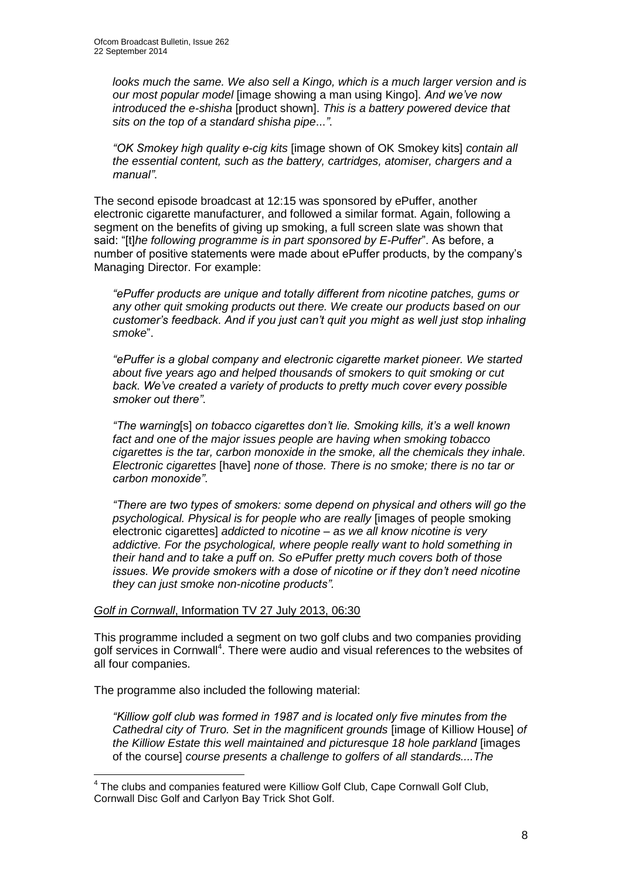> *looks much the same. We also sell a Kingo, which is a much larger version and is our most popular model* [image showing a man using Kingo]. *And we've now introduced the e-shisha* [product shown]. *This is a battery powered device that sits on the top of a standard shisha pipe...".*
>
> *"OK Smokey high quality e-cig kits* [image shown of OK Smokey kits] *contain all the essential content, such as the battery, cartridges, atomiser, chargers and a manual".*

The second episode broadcast at 12:15 was sponsored by ePuffer, another electronic cigarette manufacturer, and followed a similar format. Again, following a segment on the benefits of giving up smoking, a full screen slate was shown that said: "[t]*he following programme is in part sponsored by E-Puffer*". As before, a number of positive statements were made about ePuffer products, by the company's Managing Director. For example:

> *"ePuffer products are unique and totally different from nicotine patches, gums or any other quit smoking products out there. We create our products based on our customer's feedback. And if you just can't quit you might as well just stop inhaling smoke*".
>
> *"ePuffer is a global company and electronic cigarette market pioneer. We started about five years ago and helped thousands of smokers to quit smoking or cut back. We've created a variety of products to pretty much cover every possible smoker out there".*
>
> *"The warning*[s] *on tobacco cigarettes don't lie. Smoking kills, it's a well known fact and one of the major issues people are having when smoking tobacco cigarettes is the tar, carbon monoxide in the smoke, all the chemicals they inhale. Electronic cigarettes* [have] *none of those. There is no smoke; there is no tar or carbon monoxide".*
>
> *"There are two types of smokers: some depend on physical and others will go the psychological. Physical is for people who are really* [images of people smoking electronic cigarettes] *addicted to nicotine – as we all know nicotine is very addictive. For the psychological, where people really want to hold something in their hand and to take a puff on. So ePuffer pretty much covers both of those issues. We provide smokers with a dose of nicotine or if they don't need nicotine they can just smoke non-nicotine products".*

<u>*Golf in Cornwall*, Information TV 27 July 2013, 06:30</u>

This programme included a segment on two golf clubs and two companies providing golf services in Cornwall[4]. There were audio and visual references to the websites of all four companies.

The programme also included the following material:

> *"Killiow golf club was formed in 1987 and is located only five minutes from the Cathedral city of Truro. Set in the magnificent grounds* [image of Killiow House] *of the Killiow Estate this well maintained and picturesque 18 hole parkland* [images of the course] *course presents a challenge to golfers of all standards....The*

---

[4] The clubs and companies featured were Killiow Golf Club, Cape Cornwall Golf Club, Cornwall Disc Golf and Carlyon Bay Trick Shot Golf.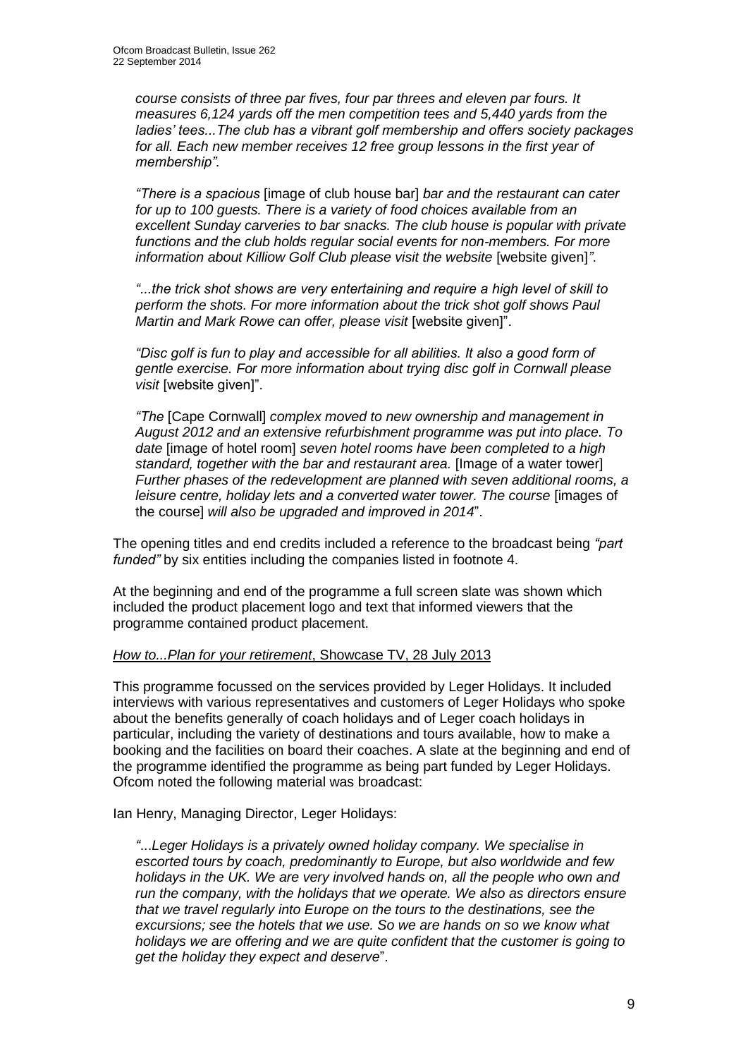*course consists of three par fives, four par threes and eleven par fours. It measures 6,124 yards off the men competition tees and 5,440 yards from the ladies' tees...The club has a vibrant golf membership and offers society packages for all. Each new member receives 12 free group lessons in the first year of membership".*

*"There is a spacious* [image of club house bar] *bar and the restaurant can cater for up to 100 guests. There is a variety of food choices available from an excellent Sunday carveries to bar snacks. The club house is popular with private functions and the club holds regular social events for non-members. For more information about Killiow Golf Club please visit the website* [website given]*"*.

*"...the trick shot shows are very entertaining and require a high level of skill to perform the shots. For more information about the trick shot golf shows Paul Martin and Mark Rowe can offer, please visit* [website given]".

*"Disc golf is fun to play and accessible for all abilities. It also a good form of gentle exercise. For more information about trying disc golf in Cornwall please visit* [website given]".

*"The* [Cape Cornwall] *complex moved to new ownership and management in August 2012 and an extensive refurbishment programme was put into place. To date* [image of hotel room] *seven hotel rooms have been completed to a high standard, together with the bar and restaurant area.* [Image of a water tower] *Further phases of the redevelopment are planned with seven additional rooms, a leisure centre, holiday lets and a converted water tower. The course* [images of the course] *will also be upgraded and improved in 2014*".

The opening titles and end credits included a reference to the broadcast being *"part funded"* by six entities including the companies listed in footnote 4.

At the beginning and end of the programme a full screen slate was shown which included the product placement logo and text that informed viewers that the programme contained product placement.

<u>*How to...Plan for your retirement*, Showcase TV, 28 July 2013</u>

This programme focussed on the services provided by Leger Holidays. It included interviews with various representatives and customers of Leger Holidays who spoke about the benefits generally of coach holidays and of Leger coach holidays in particular, including the variety of destinations and tours available, how to make a booking and the facilities on board their coaches. A slate at the beginning and end of the programme identified the programme as being part funded by Leger Holidays. Ofcom noted the following material was broadcast:

Ian Henry, Managing Director, Leger Holidays:

*"...Leger Holidays is a privately owned holiday company. We specialise in escorted tours by coach, predominantly to Europe, but also worldwide and few holidays in the UK. We are very involved hands on, all the people who own and run the company, with the holidays that we operate. We also as directors ensure that we travel regularly into Europe on the tours to the destinations, see the excursions; see the hotels that we use. So we are hands on so we know what holidays we are offering and we are quite confident that the customer is going to get the holiday they expect and deserve*".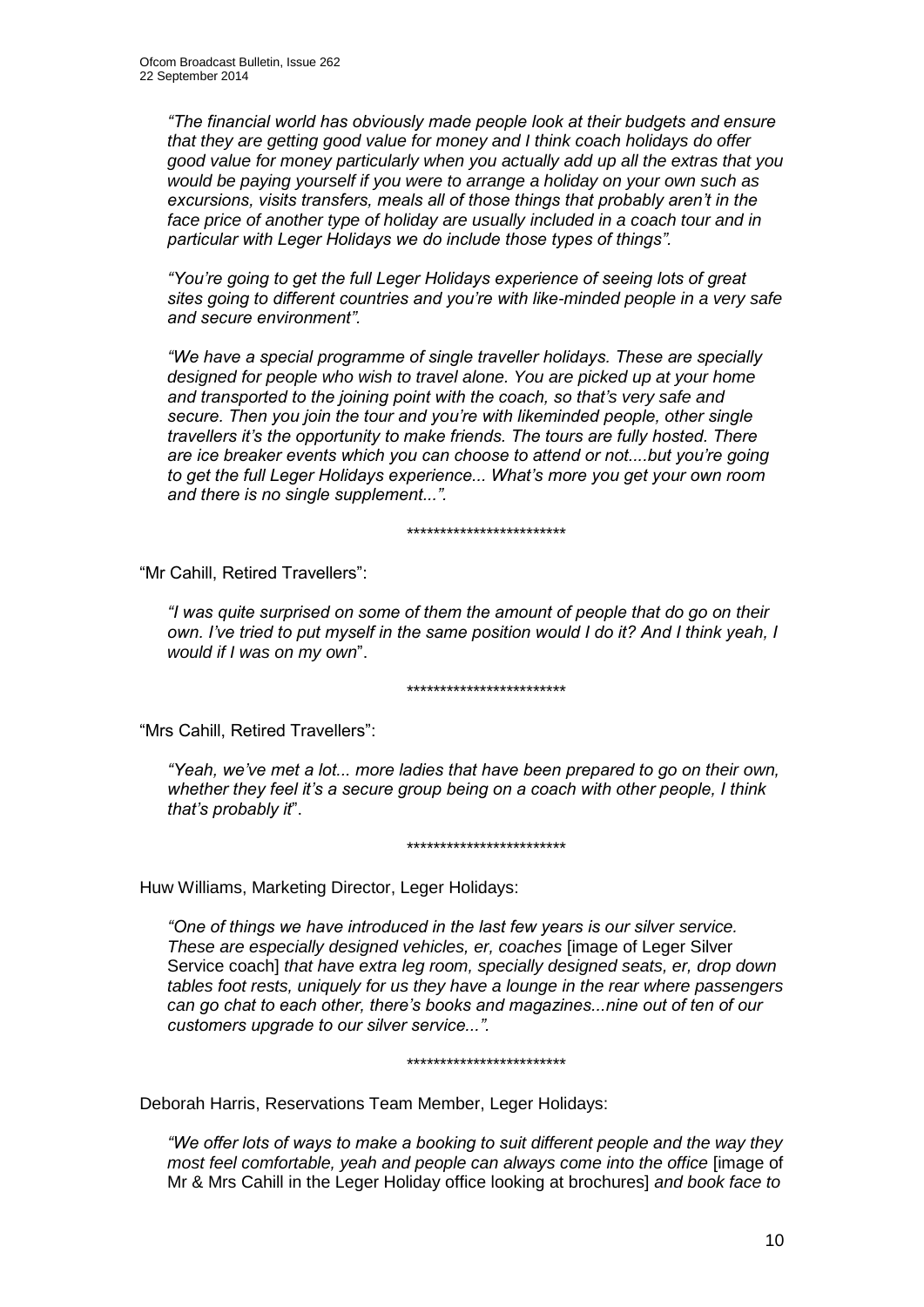*"The financial world has obviously made people look at their budgets and ensure that they are getting good value for money and I think coach holidays do offer good value for money particularly when you actually add up all the extras that you would be paying yourself if you were to arrange a holiday on your own such as excursions, visits transfers, meals all of those things that probably aren't in the face price of another type of holiday are usually included in a coach tour and in particular with Leger Holidays we do include those types of things".*

*"You're going to get the full Leger Holidays experience of seeing lots of great sites going to different countries and you're with like-minded people in a very safe and secure environment".*

*"We have a special programme of single traveller holidays. These are specially designed for people who wish to travel alone. You are picked up at your home and transported to the joining point with the coach, so that's very safe and secure. Then you join the tour and you're with likeminded people, other single travellers it's the opportunity to make friends. The tours are fully hosted. There are ice breaker events which you can choose to attend or not....but you're going to get the full Leger Holidays experience... What's more you get your own room and there is no single supplement...".*

\*\*\*\*\*\*\*\*\*\*\*\*\*\*\*\*\*\*\*\*\*\*\*\*

"Mr Cahill, Retired Travellers":

*"I was quite surprised on some of them the amount of people that do go on their own. I've tried to put myself in the same position would I do it? And I think yeah, I would if I was on my own"*.

\*\*\*\*\*\*\*\*\*\*\*\*\*\*\*\*\*\*\*\*\*\*\*\*

"Mrs Cahill, Retired Travellers":

*"Yeah, we've met a lot... more ladies that have been prepared to go on their own, whether they feel it's a secure group being on a coach with other people, I think that's probably it"*.

\*\*\*\*\*\*\*\*\*\*\*\*\*\*\*\*\*\*\*\*\*\*\*\*

Huw Williams, Marketing Director, Leger Holidays:

*"One of things we have introduced in the last few years is our silver service. These are especially designed vehicles, er, coaches* [image of Leger Silver Service coach] *that have extra leg room, specially designed seats, er, drop down tables foot rests, uniquely for us they have a lounge in the rear where passengers can go chat to each other, there's books and magazines...nine out of ten of our customers upgrade to our silver service...".*

\*\*\*\*\*\*\*\*\*\*\*\*\*\*\*\*\*\*\*\*\*\*\*\*

Deborah Harris, Reservations Team Member, Leger Holidays:

*"We offer lots of ways to make a booking to suit different people and the way they most feel comfortable, yeah and people can always come into the office* [image of Mr & Mrs Cahill in the Leger Holiday office looking at brochures] *and book face to*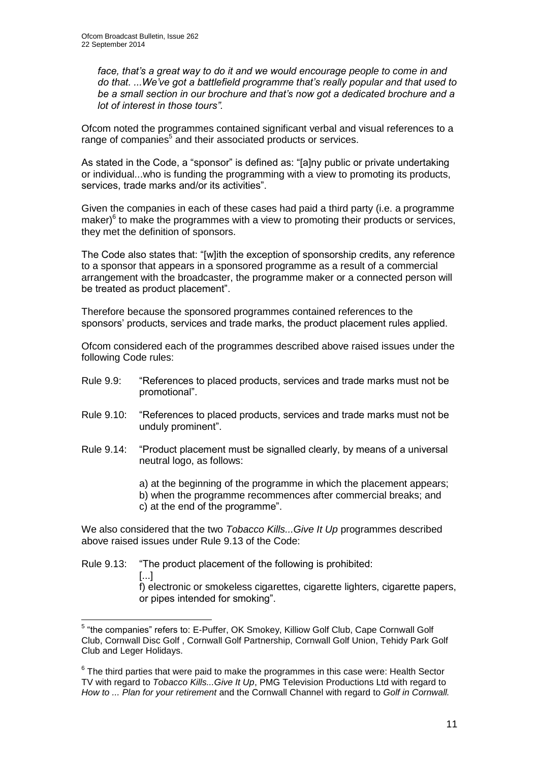*face, that's a great way to do it and we would encourage people to come in and do that. ...We've got a battlefield programme that's really popular and that used to be a small section in our brochure and that's now got a dedicated brochure and a lot of interest in those tours".*

Ofcom noted the programmes contained significant verbal and visual references to a range of companies[5] and their associated products or services.

As stated in the Code, a "sponsor" is defined as: "[a]ny public or private undertaking or individual...who is funding the programming with a view to promoting its products, services, trade marks and/or its activities".

Given the companies in each of these cases had paid a third party (i.e. a programme maker)[6] to make the programmes with a view to promoting their products or services, they met the definition of sponsors.

The Code also states that: "[w]ith the exception of sponsorship credits, any reference to a sponsor that appears in a sponsored programme as a result of a commercial arrangement with the broadcaster, the programme maker or a connected person will be treated as product placement".

Therefore because the sponsored programmes contained references to the sponsors' products, services and trade marks, the product placement rules applied.

Ofcom considered each of the programmes described above raised issues under the following Code rules:

Rule 9.9: "References to placed products, services and trade marks must not be promotional".

Rule 9.10: "References to placed products, services and trade marks must not be unduly prominent".

Rule 9.14: "Product placement must be signalled clearly, by means of a universal neutral logo, as follows:

a) at the beginning of the programme in which the placement appears;
b) when the programme recommences after commercial breaks; and
c) at the end of the programme".

We also considered that the two *Tobacco Kills...Give It Up* programmes described above raised issues under Rule 9.13 of the Code:

Rule 9.13: "The product placement of the following is prohibited:
[...]
f) electronic or smokeless cigarettes, cigarette lighters, cigarette papers, or pipes intended for smoking".

---

[5] "the companies" refers to: E-Puffer, OK Smokey, Killiow Golf Club, Cape Cornwall Golf Club, Cornwall Disc Golf , Cornwall Golf Partnership, Cornwall Golf Union, Tehidy Park Golf Club and Leger Holidays.

[6] The third parties that were paid to make the programmes in this case were: Health Sector TV with regard to *Tobacco Kills...Give It Up*, PMG Television Productions Ltd with regard to *How to ... Plan for your retirement* and the Cornwall Channel with regard to *Golf in Cornwall.*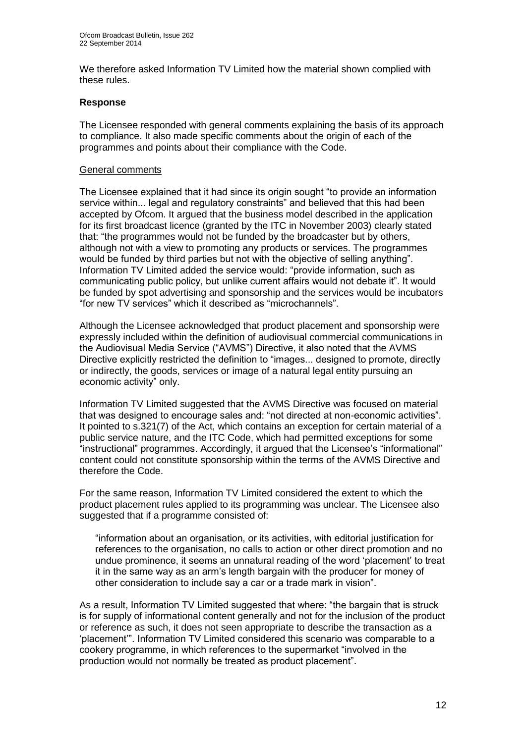We therefore asked Information TV Limited how the material shown complied with these rules.

**Response**

The Licensee responded with general comments explaining the basis of its approach to compliance. It also made specific comments about the origin of each of the programmes and points about their compliance with the Code.

General comments

The Licensee explained that it had since its origin sought "to provide an information service within... legal and regulatory constraints" and believed that this had been accepted by Ofcom. It argued that the business model described in the application for its first broadcast licence (granted by the ITC in November 2003) clearly stated that: "the programmes would not be funded by the broadcaster but by others, although not with a view to promoting any products or services. The programmes would be funded by third parties but not with the objective of selling anything". Information TV Limited added the service would: "provide information, such as communicating public policy, but unlike current affairs would not debate it". It would be funded by spot advertising and sponsorship and the services would be incubators "for new TV services" which it described as "microchannels".

Although the Licensee acknowledged that product placement and sponsorship were expressly included within the definition of audiovisual commercial communications in the Audiovisual Media Service ("AVMS") Directive, it also noted that the AVMS Directive explicitly restricted the definition to "images... designed to promote, directly or indirectly, the goods, services or image of a natural legal entity pursuing an economic activity" only.

Information TV Limited suggested that the AVMS Directive was focused on material that was designed to encourage sales and: "not directed at non-economic activities". It pointed to s.321(7) of the Act, which contains an exception for certain material of a public service nature, and the ITC Code, which had permitted exceptions for some "instructional" programmes. Accordingly, it argued that the Licensee's "informational" content could not constitute sponsorship within the terms of the AVMS Directive and therefore the Code.

For the same reason, Information TV Limited considered the extent to which the product placement rules applied to its programming was unclear. The Licensee also suggested that if a programme consisted of:

> "information about an organisation, or its activities, with editorial justification for references to the organisation, no calls to action or other direct promotion and no undue prominence, it seems an unnatural reading of the word 'placement' to treat it in the same way as an arm's length bargain with the producer for money of other consideration to include say a car or a trade mark in vision".

As a result, Information TV Limited suggested that where: "the bargain that is struck is for supply of informational content generally and not for the inclusion of the product or reference as such, it does not seen appropriate to describe the transaction as a 'placement'". Information TV Limited considered this scenario was comparable to a cookery programme, in which references to the supermarket "involved in the production would not normally be treated as product placement".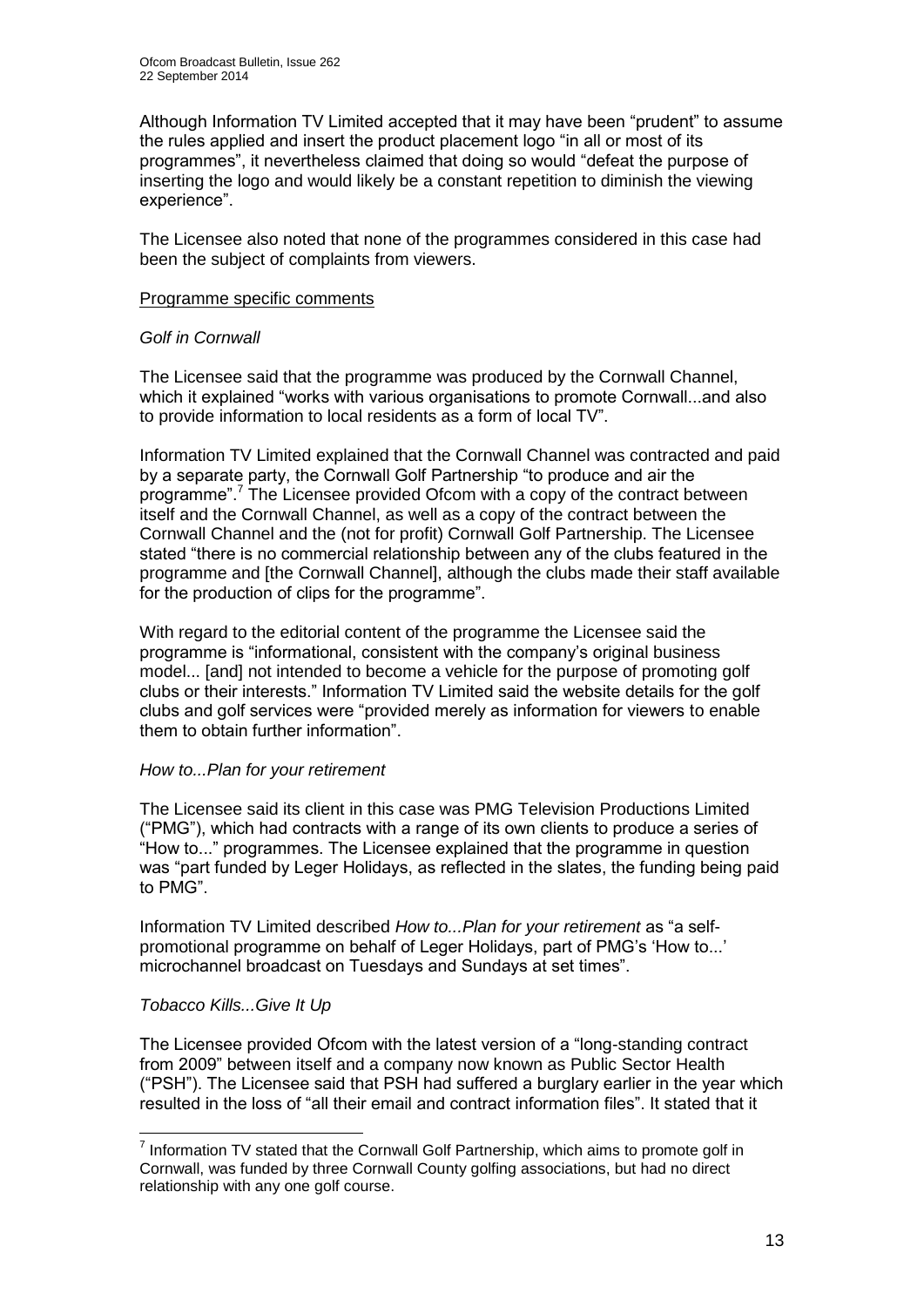Although Information TV Limited accepted that it may have been "prudent" to assume the rules applied and insert the product placement logo "in all or most of its programmes", it nevertheless claimed that doing so would "defeat the purpose of inserting the logo and would likely be a constant repetition to diminish the viewing experience".

The Licensee also noted that none of the programmes considered in this case had been the subject of complaints from viewers.

Programme specific comments

*Golf in Cornwall*

The Licensee said that the programme was produced by the Cornwall Channel, which it explained "works with various organisations to promote Cornwall...and also to provide information to local residents as a form of local TV".

Information TV Limited explained that the Cornwall Channel was contracted and paid by a separate party, the Cornwall Golf Partnership "to produce and air the programme".[7] The Licensee provided Ofcom with a copy of the contract between itself and the Cornwall Channel, as well as a copy of the contract between the Cornwall Channel and the (not for profit) Cornwall Golf Partnership. The Licensee stated "there is no commercial relationship between any of the clubs featured in the programme and [the Cornwall Channel], although the clubs made their staff available for the production of clips for the programme".

With regard to the editorial content of the programme the Licensee said the programme is "informational, consistent with the company's original business model... [and] not intended to become a vehicle for the purpose of promoting golf clubs or their interests." Information TV Limited said the website details for the golf clubs and golf services were "provided merely as information for viewers to enable them to obtain further information".

*How to...Plan for your retirement*

The Licensee said its client in this case was PMG Television Productions Limited ("PMG"), which had contracts with a range of its own clients to produce a series of "How to..." programmes. The Licensee explained that the programme in question was "part funded by Leger Holidays, as reflected in the slates, the funding being paid to PMG".

Information TV Limited described *How to...Plan for your retirement* as "a self-promotional programme on behalf of Leger Holidays, part of PMG's 'How to...' microchannel broadcast on Tuesdays and Sundays at set times".

*Tobacco Kills...Give It Up*

The Licensee provided Ofcom with the latest version of a "long-standing contract from 2009" between itself and a company now known as Public Sector Health ("PSH"). The Licensee said that PSH had suffered a burglary earlier in the year which resulted in the loss of "all their email and contract information files". It stated that it

---

[7] Information TV stated that the Cornwall Golf Partnership, which aims to promote golf in Cornwall, was funded by three Cornwall County golfing associations, but had no direct relationship with any one golf course.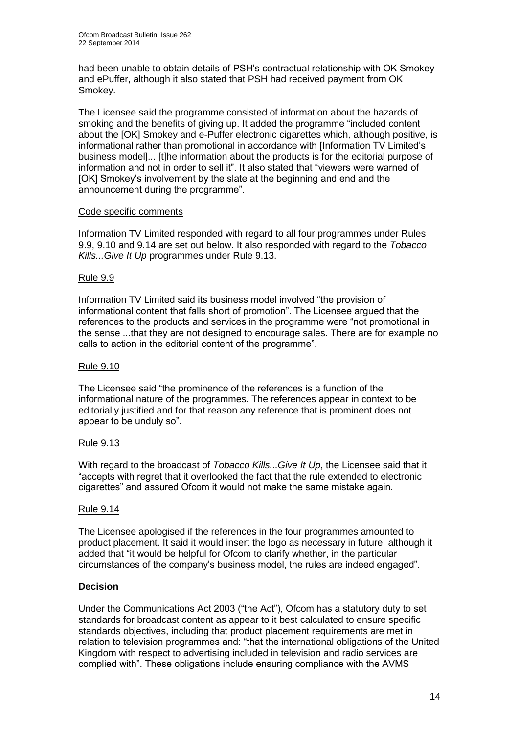had been unable to obtain details of PSH's contractual relationship with OK Smokey and ePuffer, although it also stated that PSH had received payment from OK Smokey.

The Licensee said the programme consisted of information about the hazards of smoking and the benefits of giving up. It added the programme "included content about the [OK] Smokey and e-Puffer electronic cigarettes which, although positive, is informational rather than promotional in accordance with [Information TV Limited's business model]... [t]he information about the products is for the editorial purpose of information and not in order to sell it". It also stated that "viewers were warned of [OK] Smokey's involvement by the slate at the beginning and end and the announcement during the programme".

<u>Code specific comments</u>

Information TV Limited responded with regard to all four programmes under Rules 9.9, 9.10 and 9.14 are set out below. It also responded with regard to the *Tobacco Kills...Give It Up* programmes under Rule 9.13.

<u>Rule 9.9</u>

Information TV Limited said its business model involved "the provision of informational content that falls short of promotion". The Licensee argued that the references to the products and services in the programme were "not promotional in the sense ...that they are not designed to encourage sales. There are for example no calls to action in the editorial content of the programme".

<u>Rule 9.10</u>

The Licensee said "the prominence of the references is a function of the informational nature of the programmes. The references appear in context to be editorially justified and for that reason any reference that is prominent does not appear to be unduly so".

<u>Rule 9.13</u>

With regard to the broadcast of *Tobacco Kills...Give It Up*, the Licensee said that it "accepts with regret that it overlooked the fact that the rule extended to electronic cigarettes" and assured Ofcom it would not make the same mistake again.

<u>Rule 9.14</u>

The Licensee apologised if the references in the four programmes amounted to product placement. It said it would insert the logo as necessary in future, although it added that "it would be helpful for Ofcom to clarify whether, in the particular circumstances of the company's business model, the rules are indeed engaged".

**Decision**

Under the Communications Act 2003 ("the Act"), Ofcom has a statutory duty to set standards for broadcast content as appear to it best calculated to ensure specific standards objectives, including that product placement requirements are met in relation to television programmes and: "that the international obligations of the United Kingdom with respect to advertising included in television and radio services are complied with". These obligations include ensuring compliance with the AVMS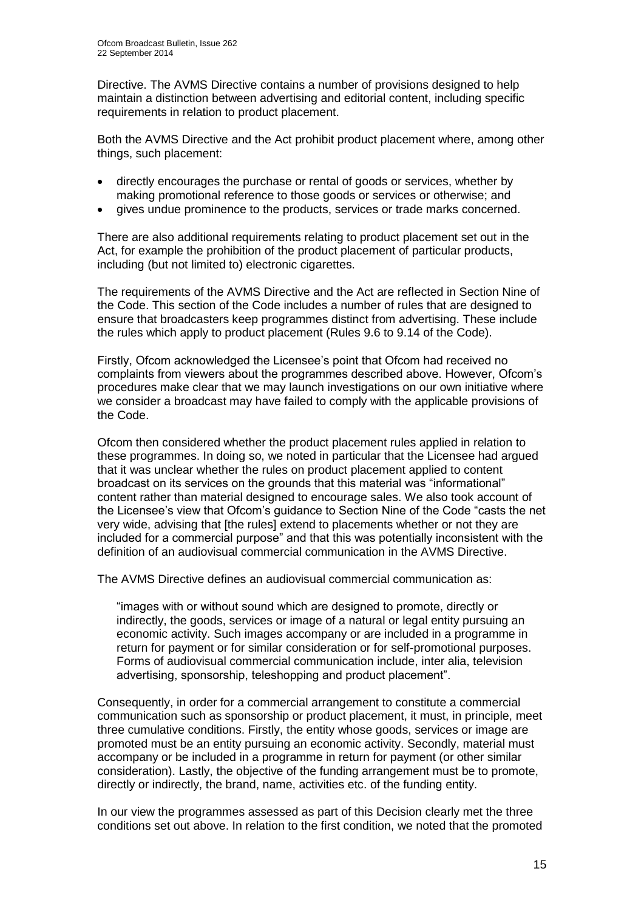Directive. The AVMS Directive contains a number of provisions designed to help maintain a distinction between advertising and editorial content, including specific requirements in relation to product placement.

Both the AVMS Directive and the Act prohibit product placement where, among other things, such placement:

- directly encourages the purchase or rental of goods or services, whether by making promotional reference to those goods or services or otherwise; and
- gives undue prominence to the products, services or trade marks concerned.

There are also additional requirements relating to product placement set out in the Act, for example the prohibition of the product placement of particular products, including (but not limited to) electronic cigarettes.

The requirements of the AVMS Directive and the Act are reflected in Section Nine of the Code. This section of the Code includes a number of rules that are designed to ensure that broadcasters keep programmes distinct from advertising. These include the rules which apply to product placement (Rules 9.6 to 9.14 of the Code).

Firstly, Ofcom acknowledged the Licensee's point that Ofcom had received no complaints from viewers about the programmes described above. However, Ofcom's procedures make clear that we may launch investigations on our own initiative where we consider a broadcast may have failed to comply with the applicable provisions of the Code.

Ofcom then considered whether the product placement rules applied in relation to these programmes. In doing so, we noted in particular that the Licensee had argued that it was unclear whether the rules on product placement applied to content broadcast on its services on the grounds that this material was "informational" content rather than material designed to encourage sales. We also took account of the Licensee's view that Ofcom's guidance to Section Nine of the Code "casts the net very wide, advising that [the rules] extend to placements whether or not they are included for a commercial purpose" and that this was potentially inconsistent with the definition of an audiovisual commercial communication in the AVMS Directive.

The AVMS Directive defines an audiovisual commercial communication as:

> "images with or without sound which are designed to promote, directly or indirectly, the goods, services or image of a natural or legal entity pursuing an economic activity. Such images accompany or are included in a programme in return for payment or for similar consideration or for self-promotional purposes. Forms of audiovisual commercial communication include, inter alia, television advertising, sponsorship, teleshopping and product placement".

Consequently, in order for a commercial arrangement to constitute a commercial communication such as sponsorship or product placement, it must, in principle, meet three cumulative conditions. Firstly, the entity whose goods, services or image are promoted must be an entity pursuing an economic activity. Secondly, material must accompany or be included in a programme in return for payment (or other similar consideration). Lastly, the objective of the funding arrangement must be to promote, directly or indirectly, the brand, name, activities etc. of the funding entity.

In our view the programmes assessed as part of this Decision clearly met the three conditions set out above. In relation to the first condition, we noted that the promoted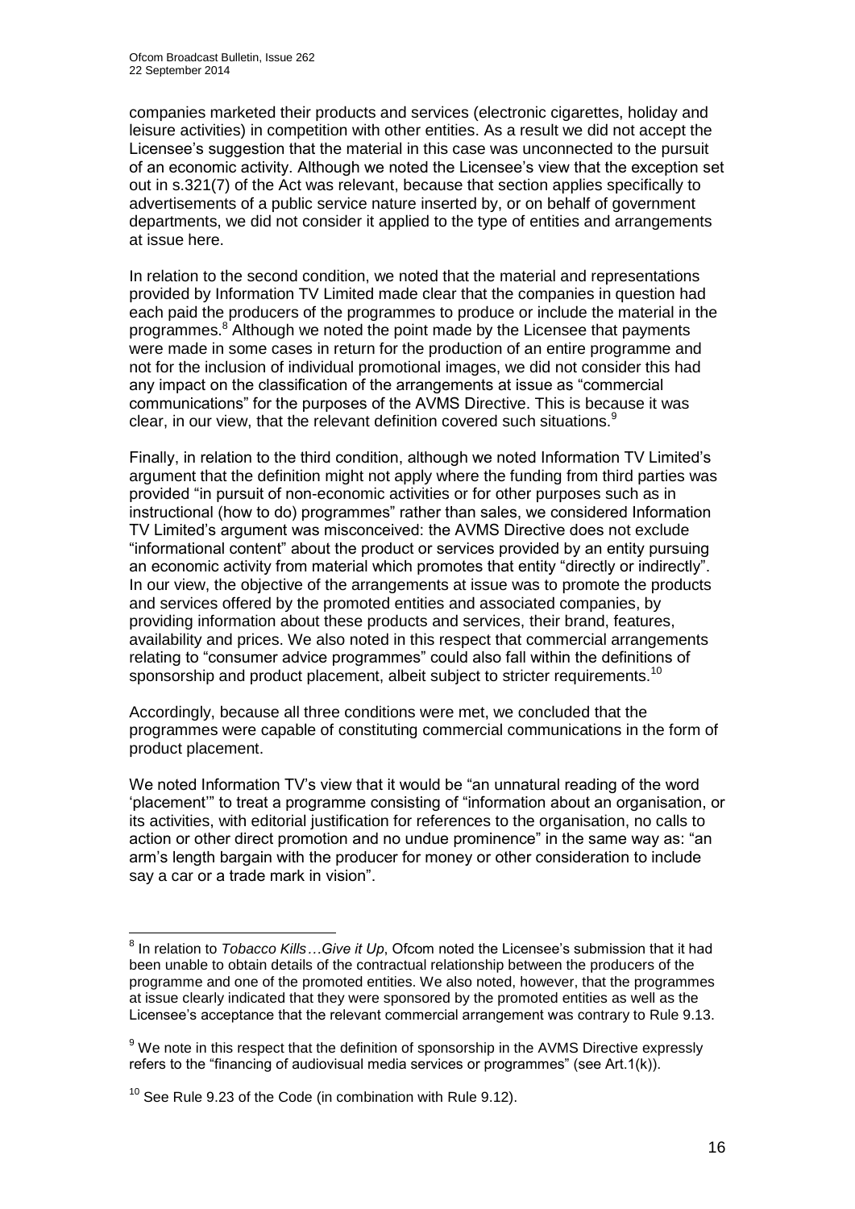companies marketed their products and services (electronic cigarettes, holiday and leisure activities) in competition with other entities. As a result we did not accept the Licensee's suggestion that the material in this case was unconnected to the pursuit of an economic activity. Although we noted the Licensee's view that the exception set out in s.321(7) of the Act was relevant, because that section applies specifically to advertisements of a public service nature inserted by, or on behalf of government departments, we did not consider it applied to the type of entities and arrangements at issue here.

In relation to the second condition, we noted that the material and representations provided by Information TV Limited made clear that the companies in question had each paid the producers of the programmes to produce or include the material in the programmes.[8] Although we noted the point made by the Licensee that payments were made in some cases in return for the production of an entire programme and not for the inclusion of individual promotional images, we did not consider this had any impact on the classification of the arrangements at issue as "commercial communications" for the purposes of the AVMS Directive. This is because it was clear, in our view, that the relevant definition covered such situations.[9]

Finally, in relation to the third condition, although we noted Information TV Limited's argument that the definition might not apply where the funding from third parties was provided "in pursuit of non-economic activities or for other purposes such as in instructional (how to do) programmes" rather than sales, we considered Information TV Limited's argument was misconceived: the AVMS Directive does not exclude "informational content" about the product or services provided by an entity pursuing an economic activity from material which promotes that entity "directly or indirectly". In our view, the objective of the arrangements at issue was to promote the products and services offered by the promoted entities and associated companies, by providing information about these products and services, their brand, features, availability and prices. We also noted in this respect that commercial arrangements relating to "consumer advice programmes" could also fall within the definitions of sponsorship and product placement, albeit subject to stricter requirements.[10]

Accordingly, because all three conditions were met, we concluded that the programmes were capable of constituting commercial communications in the form of product placement.

We noted Information TV's view that it would be "an unnatural reading of the word 'placement'" to treat a programme consisting of "information about an organisation, or its activities, with editorial justification for references to the organisation, no calls to action or other direct promotion and no undue prominence" in the same way as: "an arm's length bargain with the producer for money or other consideration to include say a car or a trade mark in vision".

---

[8] In relation to *Tobacco Kills…Give it Up*, Ofcom noted the Licensee's submission that it had been unable to obtain details of the contractual relationship between the producers of the programme and one of the promoted entities. We also noted, however, that the programmes at issue clearly indicated that they were sponsored by the promoted entities as well as the Licensee's acceptance that the relevant commercial arrangement was contrary to Rule 9.13.

[9] We note in this respect that the definition of sponsorship in the AVMS Directive expressly refers to the "financing of audiovisual media services or programmes" (see Art.1(k)).

[10] See Rule 9.23 of the Code (in combination with Rule 9.12).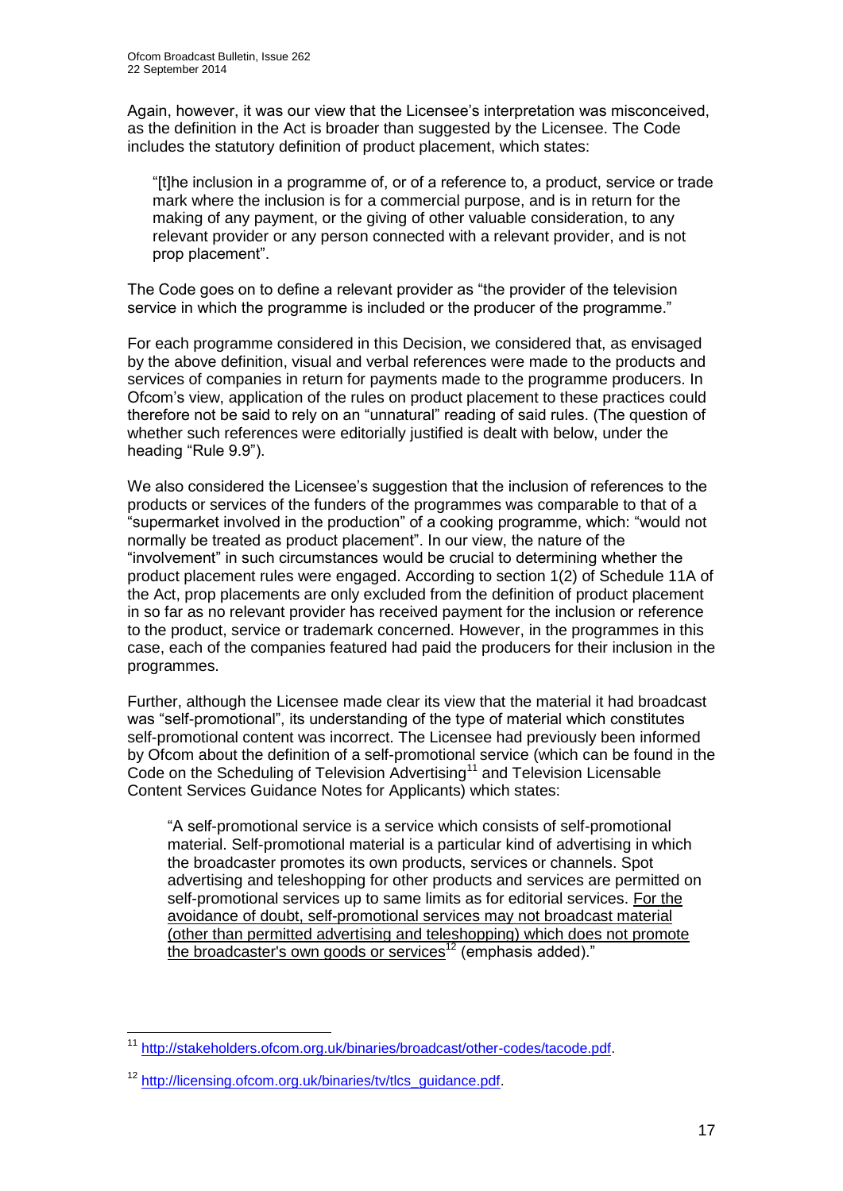Again, however, it was our view that the Licensee's interpretation was misconceived, as the definition in the Act is broader than suggested by the Licensee. The Code includes the statutory definition of product placement, which states:

> "[t]he inclusion in a programme of, or of a reference to, a product, service or trade mark where the inclusion is for a commercial purpose, and is in return for the making of any payment, or the giving of other valuable consideration, to any relevant provider or any person connected with a relevant provider, and is not prop placement".

The Code goes on to define a relevant provider as "the provider of the television service in which the programme is included or the producer of the programme."

For each programme considered in this Decision, we considered that, as envisaged by the above definition, visual and verbal references were made to the products and services of companies in return for payments made to the programme producers. In Ofcom's view, application of the rules on product placement to these practices could therefore not be said to rely on an "unnatural" reading of said rules. (The question of whether such references were editorially justified is dealt with below, under the heading "Rule 9.9").

We also considered the Licensee's suggestion that the inclusion of references to the products or services of the funders of the programmes was comparable to that of a "supermarket involved in the production" of a cooking programme, which: "would not normally be treated as product placement". In our view, the nature of the "involvement" in such circumstances would be crucial to determining whether the product placement rules were engaged. According to section 1(2) of Schedule 11A of the Act, prop placements are only excluded from the definition of product placement in so far as no relevant provider has received payment for the inclusion or reference to the product, service or trademark concerned. However, in the programmes in this case, each of the companies featured had paid the producers for their inclusion in the programmes.

Further, although the Licensee made clear its view that the material it had broadcast was "self-promotional", its understanding of the type of material which constitutes self-promotional content was incorrect. The Licensee had previously been informed by Ofcom about the definition of a self-promotional service (which can be found in the Code on the Scheduling of Television Advertising[11] and Television Licensable Content Services Guidance Notes for Applicants) which states:

> "A self-promotional service is a service which consists of self-promotional material. Self-promotional material is a particular kind of advertising in which the broadcaster promotes its own products, services or channels. Spot advertising and teleshopping for other products and services are permitted on self-promotional services up to same limits as for editorial services. <u>For the avoidance of doubt, self-promotional services may not broadcast material (other than permitted advertising and teleshopping) which does not promote the broadcaster's own goods or services</u>[12] (emphasis added)."

---

[11] http://stakeholders.ofcom.org.uk/binaries/broadcast/other-codes/tacode.pdf.

[12] http://licensing.ofcom.org.uk/binaries/tv/tlcs_guidance.pdf.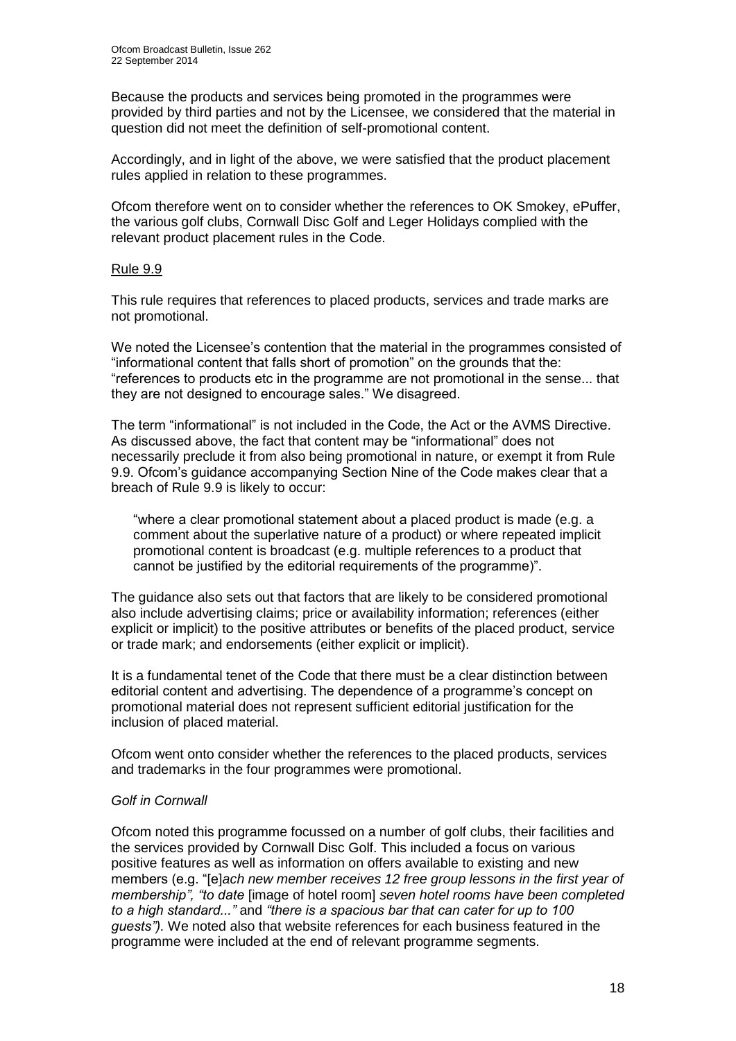Because the products and services being promoted in the programmes were provided by third parties and not by the Licensee, we considered that the material in question did not meet the definition of self-promotional content.

Accordingly, and in light of the above, we were satisfied that the product placement rules applied in relation to these programmes.

Ofcom therefore went on to consider whether the references to OK Smokey, ePuffer, the various golf clubs, Cornwall Disc Golf and Leger Holidays complied with the relevant product placement rules in the Code.

Rule 9.9

This rule requires that references to placed products, services and trade marks are not promotional.

We noted the Licensee's contention that the material in the programmes consisted of "informational content that falls short of promotion" on the grounds that the: "references to products etc in the programme are not promotional in the sense... that they are not designed to encourage sales." We disagreed.

The term "informational" is not included in the Code, the Act or the AVMS Directive. As discussed above, the fact that content may be "informational" does not necessarily preclude it from also being promotional in nature, or exempt it from Rule 9.9. Ofcom's guidance accompanying Section Nine of the Code makes clear that a breach of Rule 9.9 is likely to occur:

> "where a clear promotional statement about a placed product is made (e.g. a comment about the superlative nature of a product) or where repeated implicit promotional content is broadcast (e.g. multiple references to a product that cannot be justified by the editorial requirements of the programme)".

The guidance also sets out that factors that are likely to be considered promotional also include advertising claims; price or availability information; references (either explicit or implicit) to the positive attributes or benefits of the placed product, service or trade mark; and endorsements (either explicit or implicit).

It is a fundamental tenet of the Code that there must be a clear distinction between editorial content and advertising. The dependence of a programme's concept on promotional material does not represent sufficient editorial justification for the inclusion of placed material.

Ofcom went onto consider whether the references to the placed products, services and trademarks in the four programmes were promotional.

*Golf in Cornwall*

Ofcom noted this programme focussed on a number of golf clubs, their facilities and the services provided by Cornwall Disc Golf. This included a focus on various positive features as well as information on offers available to existing and new members (e.g. "[e]*ach new member receives 12 free group lessons in the first year of membership", "to date* [image of hotel room] *seven hotel rooms have been completed to a high standard..."* and *"there is a spacious bar that can cater for up to 100 guests")*. We noted also that website references for each business featured in the programme were included at the end of relevant programme segments.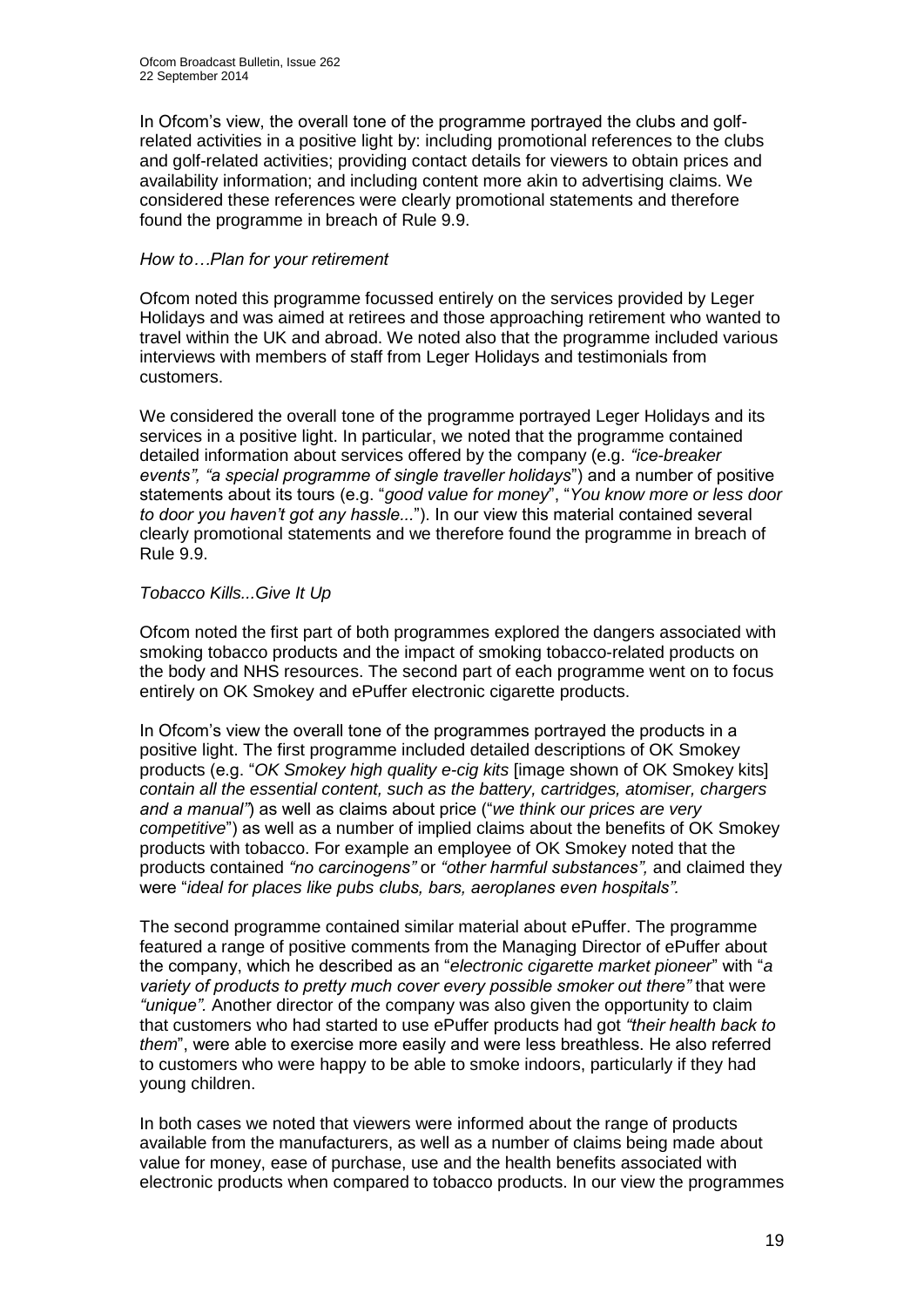In Ofcom's view, the overall tone of the programme portrayed the clubs and golf-related activities in a positive light by: including promotional references to the clubs and golf-related activities; providing contact details for viewers to obtain prices and availability information; and including content more akin to advertising claims. We considered these references were clearly promotional statements and therefore found the programme in breach of Rule 9.9.

*How to…Plan for your retirement*

Ofcom noted this programme focussed entirely on the services provided by Leger Holidays and was aimed at retirees and those approaching retirement who wanted to travel within the UK and abroad. We noted also that the programme included various interviews with members of staff from Leger Holidays and testimonials from customers.

We considered the overall tone of the programme portrayed Leger Holidays and its services in a positive light. In particular, we noted that the programme contained detailed information about services offered by the company (e.g. *"ice-breaker events", "a special programme of single traveller holidays*") and a number of positive statements about its tours (e.g. "*good value for money*", "*You know more or less door to door you haven't got any hassle...*"). In our view this material contained several clearly promotional statements and we therefore found the programme in breach of Rule 9.9.

*Tobacco Kills...Give It Up*

Ofcom noted the first part of both programmes explored the dangers associated with smoking tobacco products and the impact of smoking tobacco-related products on the body and NHS resources. The second part of each programme went on to focus entirely on OK Smokey and ePuffer electronic cigarette products.

In Ofcom's view the overall tone of the programmes portrayed the products in a positive light. The first programme included detailed descriptions of OK Smokey products (e.g. "*OK Smokey high quality e-cig kits* [image shown of OK Smokey kits] *contain all the essential content, such as the battery, cartridges, atomiser, chargers and a manual"*) as well as claims about price ("*we think our prices are very competitive*") as well as a number of implied claims about the benefits of OK Smokey products with tobacco. For example an employee of OK Smokey noted that the products contained *"no carcinogens"* or *"other harmful substances",* and claimed they were "*ideal for places like pubs clubs, bars, aeroplanes even hospitals".*

The second programme contained similar material about ePuffer. The programme featured a range of positive comments from the Managing Director of ePuffer about the company, which he described as an "*electronic cigarette market pioneer*" with "*a variety of products to pretty much cover every possible smoker out there"* that were *"unique".* Another director of the company was also given the opportunity to claim that customers who had started to use ePuffer products had got *"their health back to them*", were able to exercise more easily and were less breathless. He also referred to customers who were happy to be able to smoke indoors, particularly if they had young children.

In both cases we noted that viewers were informed about the range of products available from the manufacturers, as well as a number of claims being made about value for money, ease of purchase, use and the health benefits associated with electronic products when compared to tobacco products. In our view the programmes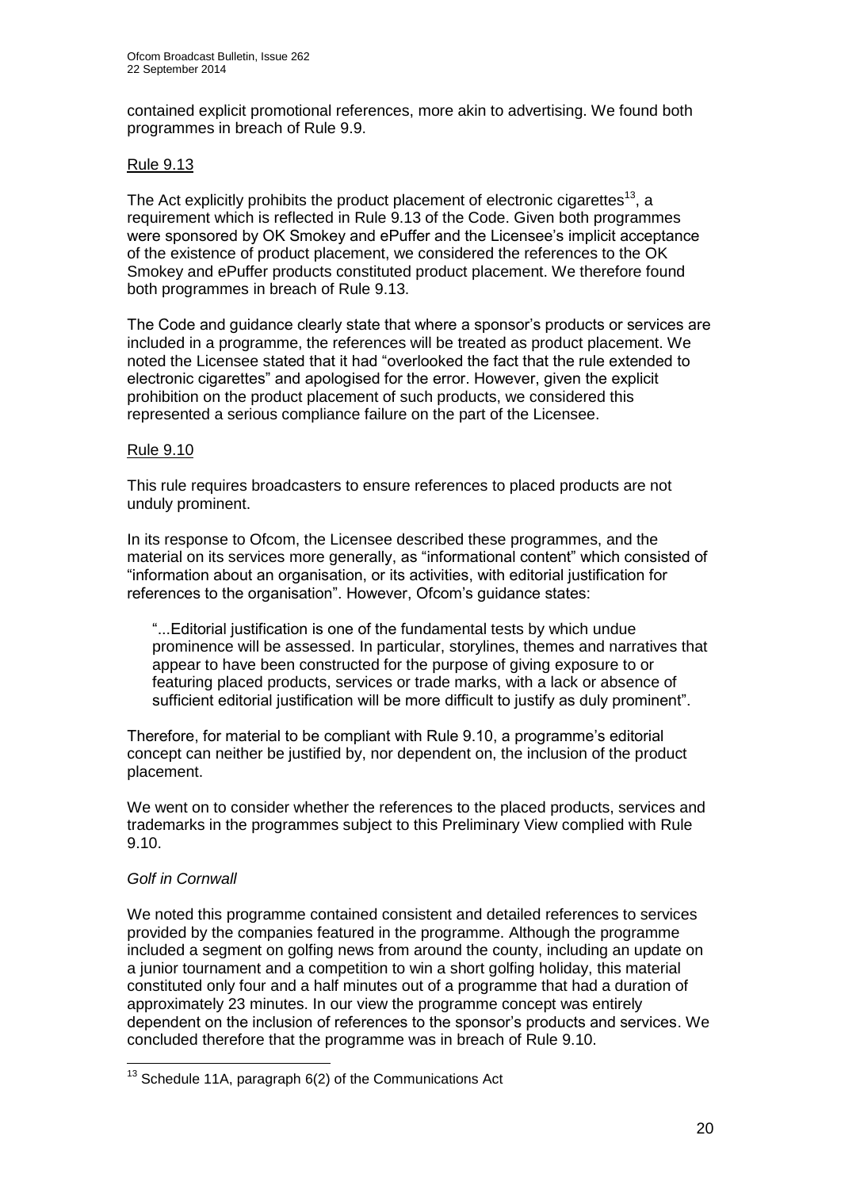contained explicit promotional references, more akin to advertising. We found both programmes in breach of Rule 9.9.

### Rule 9.13

The Act explicitly prohibits the product placement of electronic cigarettes[13], a requirement which is reflected in Rule 9.13 of the Code. Given both programmes were sponsored by OK Smokey and ePuffer and the Licensee's implicit acceptance of the existence of product placement, we considered the references to the OK Smokey and ePuffer products constituted product placement. We therefore found both programmes in breach of Rule 9.13.

The Code and guidance clearly state that where a sponsor's products or services are included in a programme, the references will be treated as product placement. We noted the Licensee stated that it had "overlooked the fact that the rule extended to electronic cigarettes" and apologised for the error. However, given the explicit prohibition on the product placement of such products, we considered this represented a serious compliance failure on the part of the Licensee.

### Rule 9.10

This rule requires broadcasters to ensure references to placed products are not unduly prominent.

In its response to Ofcom, the Licensee described these programmes, and the material on its services more generally, as "informational content" which consisted of "information about an organisation, or its activities, with editorial justification for references to the organisation". However, Ofcom's guidance states:

> "...Editorial justification is one of the fundamental tests by which undue prominence will be assessed. In particular, storylines, themes and narratives that appear to have been constructed for the purpose of giving exposure to or featuring placed products, services or trade marks, with a lack or absence of sufficient editorial justification will be more difficult to justify as duly prominent".

Therefore, for material to be compliant with Rule 9.10, a programme's editorial concept can neither be justified by, nor dependent on, the inclusion of the product placement.

We went on to consider whether the references to the placed products, services and trademarks in the programmes subject to this Preliminary View complied with Rule 9.10.

*Golf in Cornwall*

We noted this programme contained consistent and detailed references to services provided by the companies featured in the programme. Although the programme included a segment on golfing news from around the county, including an update on a junior tournament and a competition to win a short golfing holiday, this material constituted only four and a half minutes out of a programme that had a duration of approximately 23 minutes. In our view the programme concept was entirely dependent on the inclusion of references to the sponsor's products and services. We concluded therefore that the programme was in breach of Rule 9.10.

---

[13] Schedule 11A, paragraph 6(2) of the Communications Act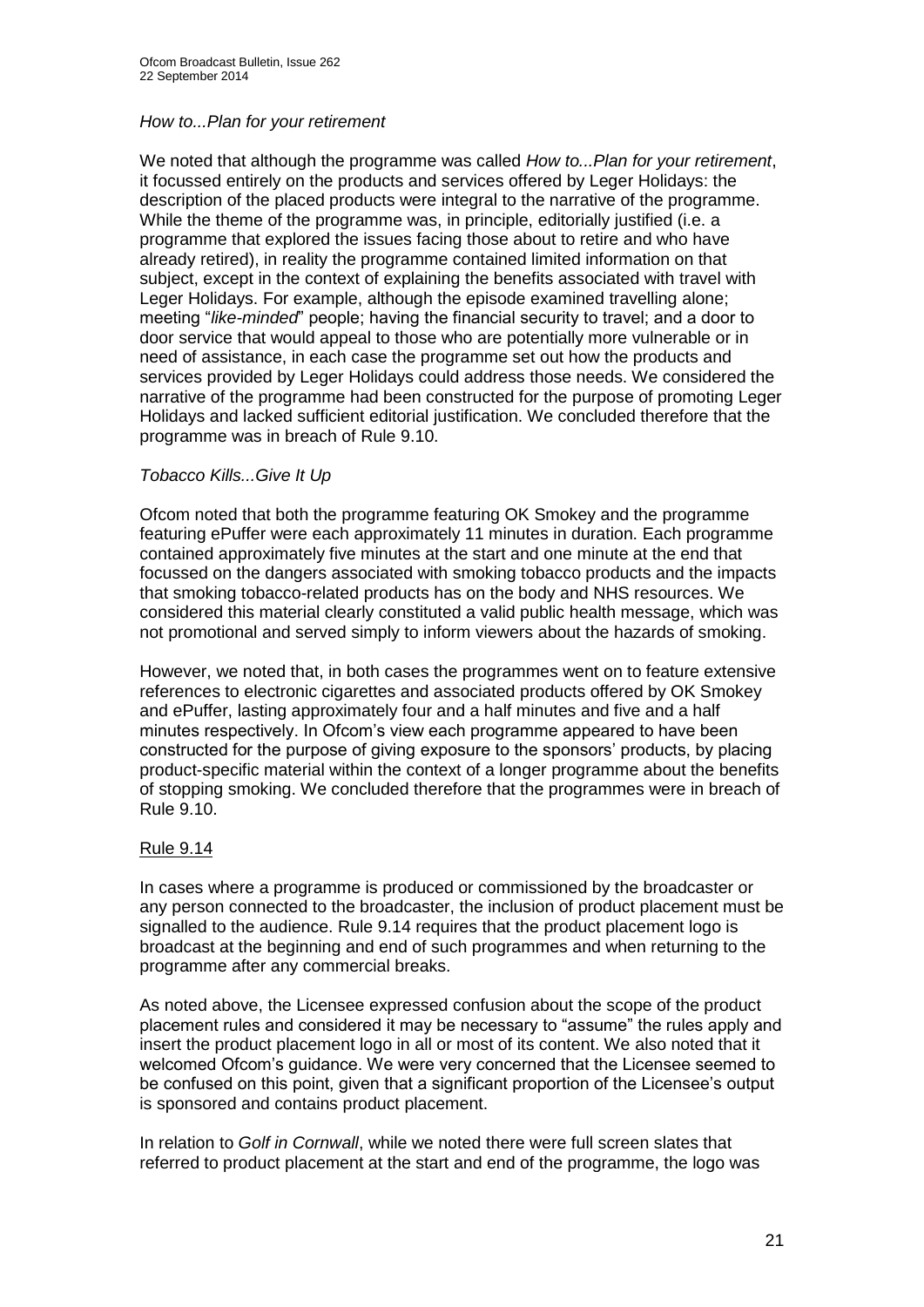*How to...Plan for your retirement*

We noted that although the programme was called *How to...Plan for your retirement*, it focussed entirely on the products and services offered by Leger Holidays: the description of the placed products were integral to the narrative of the programme. While the theme of the programme was, in principle, editorially justified (i.e. a programme that explored the issues facing those about to retire and who have already retired), in reality the programme contained limited information on that subject, except in the context of explaining the benefits associated with travel with Leger Holidays. For example, although the episode examined travelling alone; meeting "*like-minded*" people; having the financial security to travel; and a door to door service that would appeal to those who are potentially more vulnerable or in need of assistance, in each case the programme set out how the products and services provided by Leger Holidays could address those needs. We considered the narrative of the programme had been constructed for the purpose of promoting Leger Holidays and lacked sufficient editorial justification. We concluded therefore that the programme was in breach of Rule 9.10.

*Tobacco Kills...Give It Up*

Ofcom noted that both the programme featuring OK Smokey and the programme featuring ePuffer were each approximately 11 minutes in duration. Each programme contained approximately five minutes at the start and one minute at the end that focussed on the dangers associated with smoking tobacco products and the impacts that smoking tobacco-related products has on the body and NHS resources. We considered this material clearly constituted a valid public health message, which was not promotional and served simply to inform viewers about the hazards of smoking.

However, we noted that, in both cases the programmes went on to feature extensive references to electronic cigarettes and associated products offered by OK Smokey and ePuffer, lasting approximately four and a half minutes and five and a half minutes respectively. In Ofcom's view each programme appeared to have been constructed for the purpose of giving exposure to the sponsors' products, by placing product-specific material within the context of a longer programme about the benefits of stopping smoking. We concluded therefore that the programmes were in breach of Rule 9.10.

Rule 9.14

In cases where a programme is produced or commissioned by the broadcaster or any person connected to the broadcaster, the inclusion of product placement must be signalled to the audience. Rule 9.14 requires that the product placement logo is broadcast at the beginning and end of such programmes and when returning to the programme after any commercial breaks.

As noted above, the Licensee expressed confusion about the scope of the product placement rules and considered it may be necessary to "assume" the rules apply and insert the product placement logo in all or most of its content. We also noted that it welcomed Ofcom's guidance. We were very concerned that the Licensee seemed to be confused on this point, given that a significant proportion of the Licensee's output is sponsored and contains product placement.

In relation to *Golf in Cornwall*, while we noted there were full screen slates that referred to product placement at the start and end of the programme, the logo was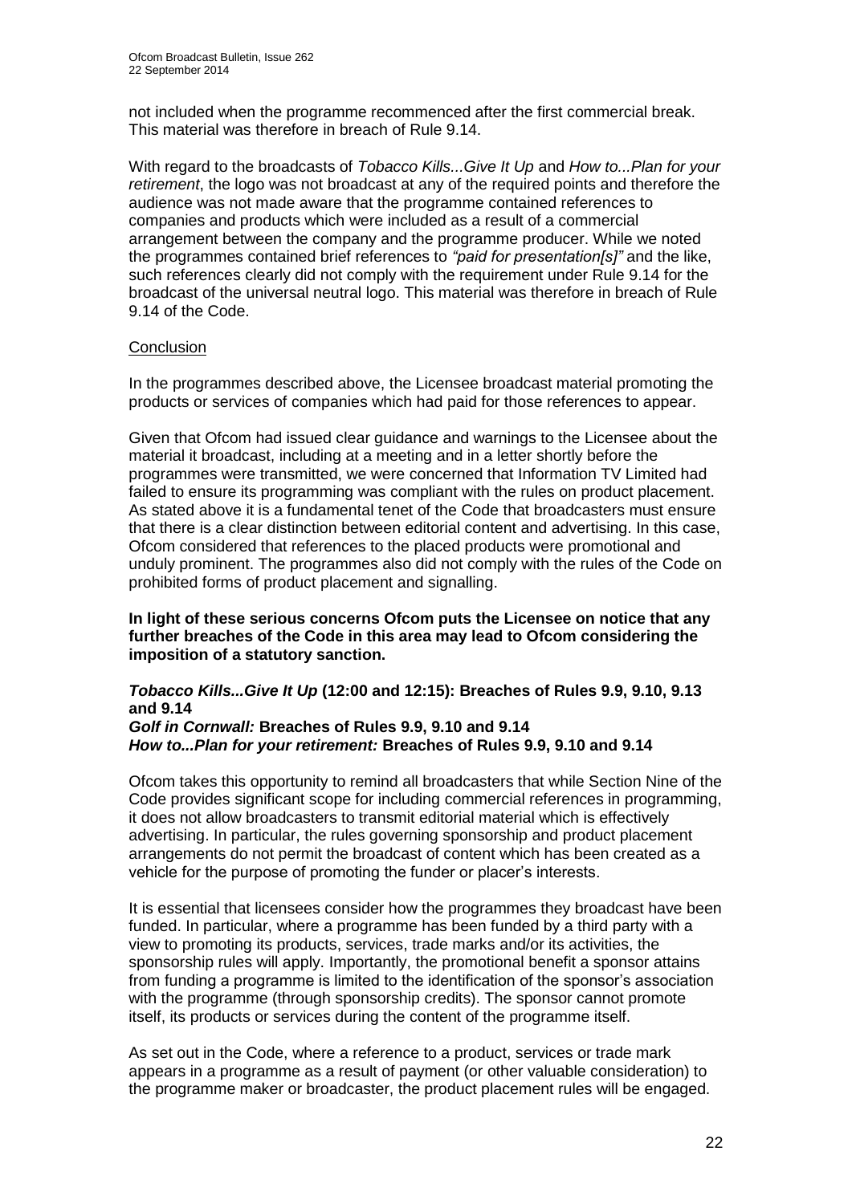not included when the programme recommenced after the first commercial break. This material was therefore in breach of Rule 9.14.

With regard to the broadcasts of *Tobacco Kills...Give It Up* and *How to...Plan for your retirement*, the logo was not broadcast at any of the required points and therefore the audience was not made aware that the programme contained references to companies and products which were included as a result of a commercial arrangement between the company and the programme producer. While we noted the programmes contained brief references to *"paid for presentation[s]"* and the like, such references clearly did not comply with the requirement under Rule 9.14 for the broadcast of the universal neutral logo. This material was therefore in breach of Rule 9.14 of the Code.

Conclusion

In the programmes described above, the Licensee broadcast material promoting the products or services of companies which had paid for those references to appear.

Given that Ofcom had issued clear guidance and warnings to the Licensee about the material it broadcast, including at a meeting and in a letter shortly before the programmes were transmitted, we were concerned that Information TV Limited had failed to ensure its programming was compliant with the rules on product placement. As stated above it is a fundamental tenet of the Code that broadcasters must ensure that there is a clear distinction between editorial content and advertising. In this case, Ofcom considered that references to the placed products were promotional and unduly prominent. The programmes also did not comply with the rules of the Code on prohibited forms of product placement and signalling.

**In light of these serious concerns Ofcom puts the Licensee on notice that any further breaches of the Code in this area may lead to Ofcom considering the imposition of a statutory sanction.**

***Tobacco Kills...Give It Up* (12:00 and 12:15): Breaches of Rules 9.9, 9.10, 9.13 and 9.14**
***Golf in Cornwall:* Breaches of Rules 9.9, 9.10 and 9.14**
***How to...Plan for your retirement:* Breaches of Rules 9.9, 9.10 and 9.14**

Ofcom takes this opportunity to remind all broadcasters that while Section Nine of the Code provides significant scope for including commercial references in programming, it does not allow broadcasters to transmit editorial material which is effectively advertising. In particular, the rules governing sponsorship and product placement arrangements do not permit the broadcast of content which has been created as a vehicle for the purpose of promoting the funder or placer's interests.

It is essential that licensees consider how the programmes they broadcast have been funded. In particular, where a programme has been funded by a third party with a view to promoting its products, services, trade marks and/or its activities, the sponsorship rules will apply. Importantly, the promotional benefit a sponsor attains from funding a programme is limited to the identification of the sponsor's association with the programme (through sponsorship credits). The sponsor cannot promote itself, its products or services during the content of the programme itself.

As set out in the Code, where a reference to a product, services or trade mark appears in a programme as a result of payment (or other valuable consideration) to the programme maker or broadcaster, the product placement rules will be engaged.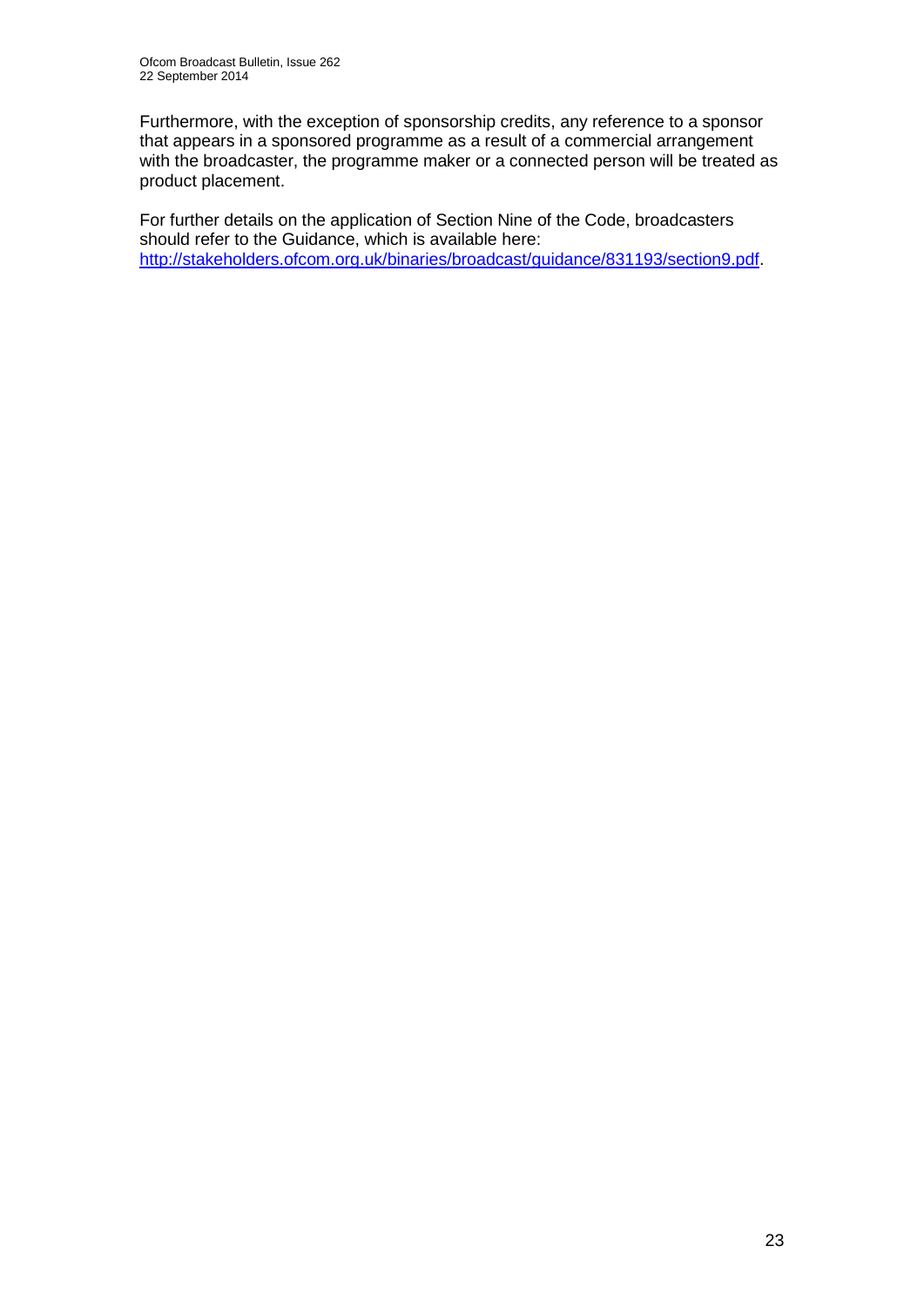Furthermore, with the exception of sponsorship credits, any reference to a sponsor that appears in a sponsored programme as a result of a commercial arrangement with the broadcaster, the programme maker or a connected person will be treated as product placement.

For further details on the application of Section Nine of the Code, broadcasters should refer to the Guidance, which is available here: [http://stakeholders.ofcom.org.uk/binaries/broadcast/guidance/831193/section9.pdf](http://stakeholders.ofcom.org.uk/binaries/broadcast/guidance/831193/section9.pdf).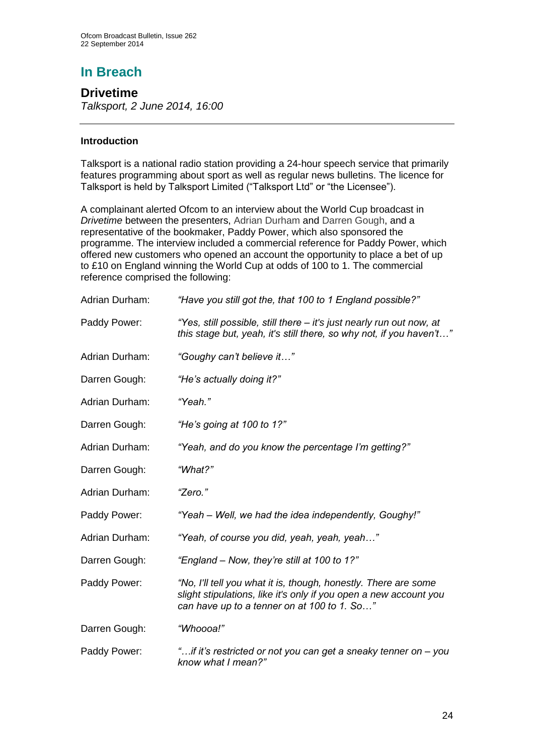## In Breach

### Drivetime

*Talksport, 2 June 2014, 16:00*

---

#### Introduction

Talksport is a national radio station providing a 24-hour speech service that primarily features programming about sport as well as regular news bulletins. The licence for Talksport is held by Talksport Limited ("Talksport Ltd" or "the Licensee").

A complainant alerted Ofcom to an interview about the World Cup broadcast in *Drivetime* between the presenters, Adrian Durham and Darren Gough, and a representative of the bookmaker, Paddy Power, which also sponsored the programme. The interview included a commercial reference for Paddy Power, which offered new customers who opened an account the opportunity to place a bet of up to £10 on England winning the World Cup at odds of 100 to 1. The commercial reference comprised the following:

| | |
|---|---|
| Adrian Durham: | *"Have you still got the, that 100 to 1 England possible?"* |
| Paddy Power: | *"Yes, still possible, still there – it's just nearly run out now, at this stage but, yeah, it's still there, so why not, if you haven't…"* |
| Adrian Durham: | *"Goughy can't believe it…"* |
| Darren Gough: | *"He's actually doing it?"* |
| Adrian Durham: | *"Yeah."* |
| Darren Gough: | *"He's going at 100 to 1?"* |
| Adrian Durham: | *"Yeah, and do you know the percentage I'm getting?"* |
| Darren Gough: | *"What?"* |
| Adrian Durham: | *"Zero."* |
| Paddy Power: | *"Yeah – Well, we had the idea independently, Goughy!"* |
| Adrian Durham: | *"Yeah, of course you did, yeah, yeah, yeah…"* |
| Darren Gough: | *"England – Now, they're still at 100 to 1?"* |
| Paddy Power: | *"No, I'll tell you what it is, though, honestly. There are some slight stipulations, like it's only if you open a new account you can have up to a tenner on at 100 to 1. So…"* |
| Darren Gough: | *"Whoooa!"* |
| Paddy Power: | *"…if it's restricted or not you can get a sneaky tenner on – you know what I mean?"* |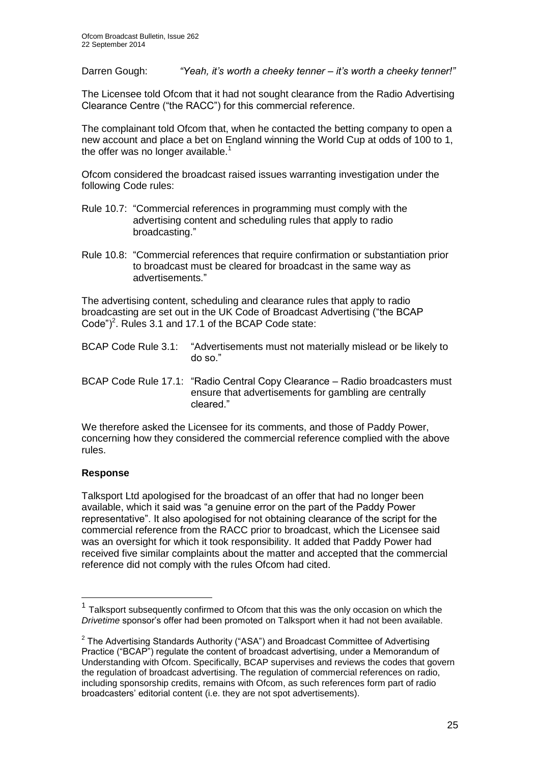Darren Gough: *"Yeah, it's worth a cheeky tenner – it's worth a cheeky tenner!"*

The Licensee told Ofcom that it had not sought clearance from the Radio Advertising Clearance Centre ("the RACC") for this commercial reference.

The complainant told Ofcom that, when he contacted the betting company to open a new account and place a bet on England winning the World Cup at odds of 100 to 1, the offer was no longer available.[1]

Ofcom considered the broadcast raised issues warranting investigation under the following Code rules:

Rule 10.7: "Commercial references in programming must comply with the advertising content and scheduling rules that apply to radio broadcasting."

Rule 10.8: "Commercial references that require confirmation or substantiation prior to broadcast must be cleared for broadcast in the same way as advertisements."

The advertising content, scheduling and clearance rules that apply to radio broadcasting are set out in the UK Code of Broadcast Advertising ("the BCAP Code")[2]. Rules 3.1 and 17.1 of the BCAP Code state:

BCAP Code Rule 3.1: "Advertisements must not materially mislead or be likely to do so."

BCAP Code Rule 17.1: "Radio Central Copy Clearance – Radio broadcasters must ensure that advertisements for gambling are centrally cleared."

We therefore asked the Licensee for its comments, and those of Paddy Power, concerning how they considered the commercial reference complied with the above rules.

**Response**

Talksport Ltd apologised for the broadcast of an offer that had no longer been available, which it said was "a genuine error on the part of the Paddy Power representative". It also apologised for not obtaining clearance of the script for the commercial reference from the RACC prior to broadcast, which the Licensee said was an oversight for which it took responsibility. It added that Paddy Power had received five similar complaints about the matter and accepted that the commercial reference did not comply with the rules Ofcom had cited.

---

[1] Talksport subsequently confirmed to Ofcom that this was the only occasion on which the *Drivetime* sponsor's offer had been promoted on Talksport when it had not been available.

[2] The Advertising Standards Authority ("ASA") and Broadcast Committee of Advertising Practice ("BCAP") regulate the content of broadcast advertising, under a Memorandum of Understanding with Ofcom. Specifically, BCAP supervises and reviews the codes that govern the regulation of broadcast advertising. The regulation of commercial references on radio, including sponsorship credits, remains with Ofcom, as such references form part of radio broadcasters' editorial content (i.e. they are not spot advertisements).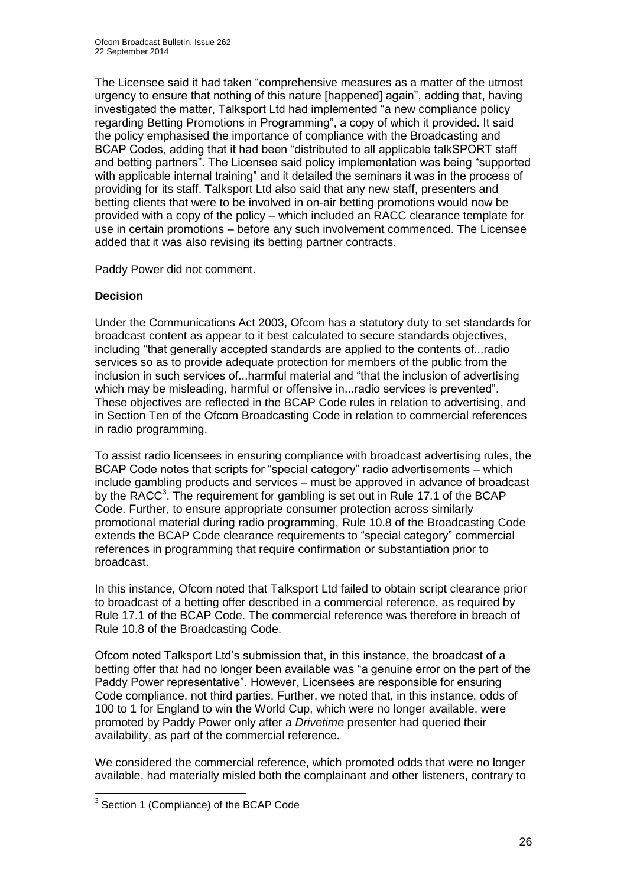The Licensee said it had taken "comprehensive measures as a matter of the utmost urgency to ensure that nothing of this nature [happened] again", adding that, having investigated the matter, Talksport Ltd had implemented "a new compliance policy regarding Betting Promotions in Programming", a copy of which it provided. It said the policy emphasised the importance of compliance with the Broadcasting and BCAP Codes, adding that it had been "distributed to all applicable talkSPORT staff and betting partners". The Licensee said policy implementation was being "supported with applicable internal training" and it detailed the seminars it was in the process of providing for its staff. Talksport Ltd also said that any new staff, presenters and betting clients that were to be involved in on-air betting promotions would now be provided with a copy of the policy – which included an RACC clearance template for use in certain promotions – before any such involvement commenced. The Licensee added that it was also revising its betting partner contracts.

Paddy Power did not comment.

**Decision**

Under the Communications Act 2003, Ofcom has a statutory duty to set standards for broadcast content as appear to it best calculated to secure standards objectives, including "that generally accepted standards are applied to the contents of...radio services so as to provide adequate protection for members of the public from the inclusion in such services of...harmful material and "that the inclusion of advertising which may be misleading, harmful or offensive in...radio services is prevented". These objectives are reflected in the BCAP Code rules in relation to advertising, and in Section Ten of the Ofcom Broadcasting Code in relation to commercial references in radio programming.

To assist radio licensees in ensuring compliance with broadcast advertising rules, the BCAP Code notes that scripts for "special category" radio advertisements – which include gambling products and services – must be approved in advance of broadcast by the RACC[3]. The requirement for gambling is set out in Rule 17.1 of the BCAP Code. Further, to ensure appropriate consumer protection across similarly promotional material during radio programming, Rule 10.8 of the Broadcasting Code extends the BCAP Code clearance requirements to "special category" commercial references in programming that require confirmation or substantiation prior to broadcast.

In this instance, Ofcom noted that Talksport Ltd failed to obtain script clearance prior to broadcast of a betting offer described in a commercial reference, as required by Rule 17.1 of the BCAP Code. The commercial reference was therefore in breach of Rule 10.8 of the Broadcasting Code.

Ofcom noted Talksport Ltd's submission that, in this instance, the broadcast of a betting offer that had no longer been available was "a genuine error on the part of the Paddy Power representative". However, Licensees are responsible for ensuring Code compliance, not third parties. Further, we noted that, in this instance, odds of 100 to 1 for England to win the World Cup, which were no longer available, were promoted by Paddy Power only after a *Drivetime* presenter had queried their availability, as part of the commercial reference.

We considered the commercial reference, which promoted odds that were no longer available, had materially misled both the complainant and other listeners, contrary to

[3] Section 1 (Compliance) of the BCAP Code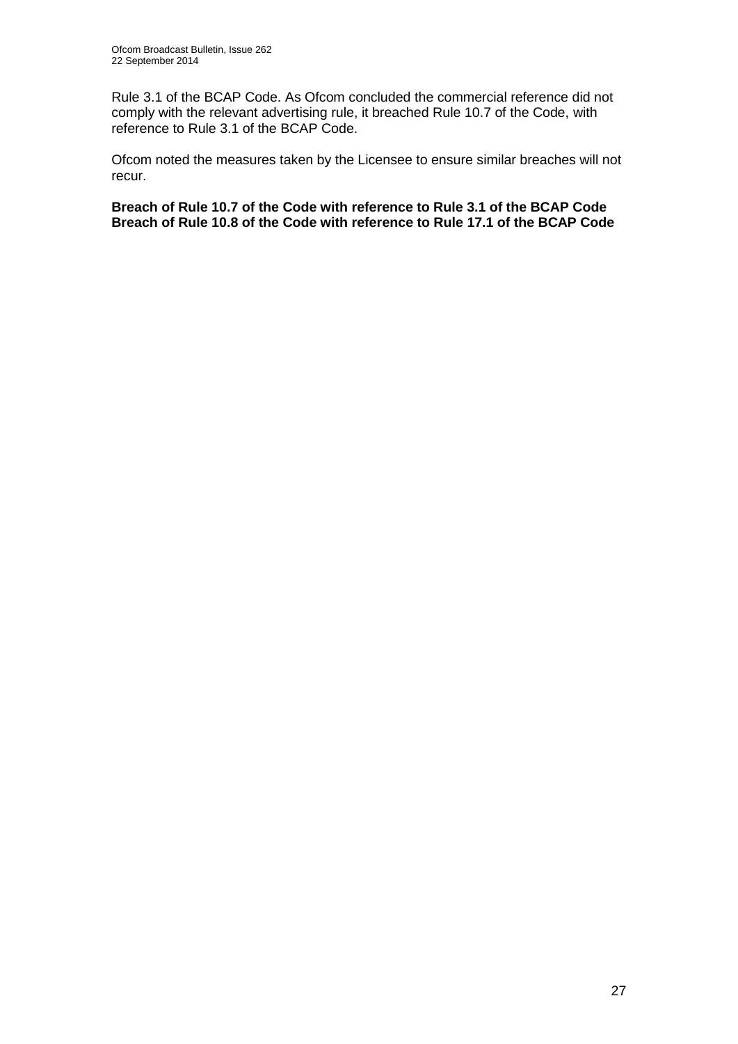Rule 3.1 of the BCAP Code. As Ofcom concluded the commercial reference did not comply with the relevant advertising rule, it breached Rule 10.7 of the Code, with reference to Rule 3.1 of the BCAP Code.

Ofcom noted the measures taken by the Licensee to ensure similar breaches will not recur.

**Breach of Rule 10.7 of the Code with reference to Rule 3.1 of the BCAP Code**
**Breach of Rule 10.8 of the Code with reference to Rule 17.1 of the BCAP Code**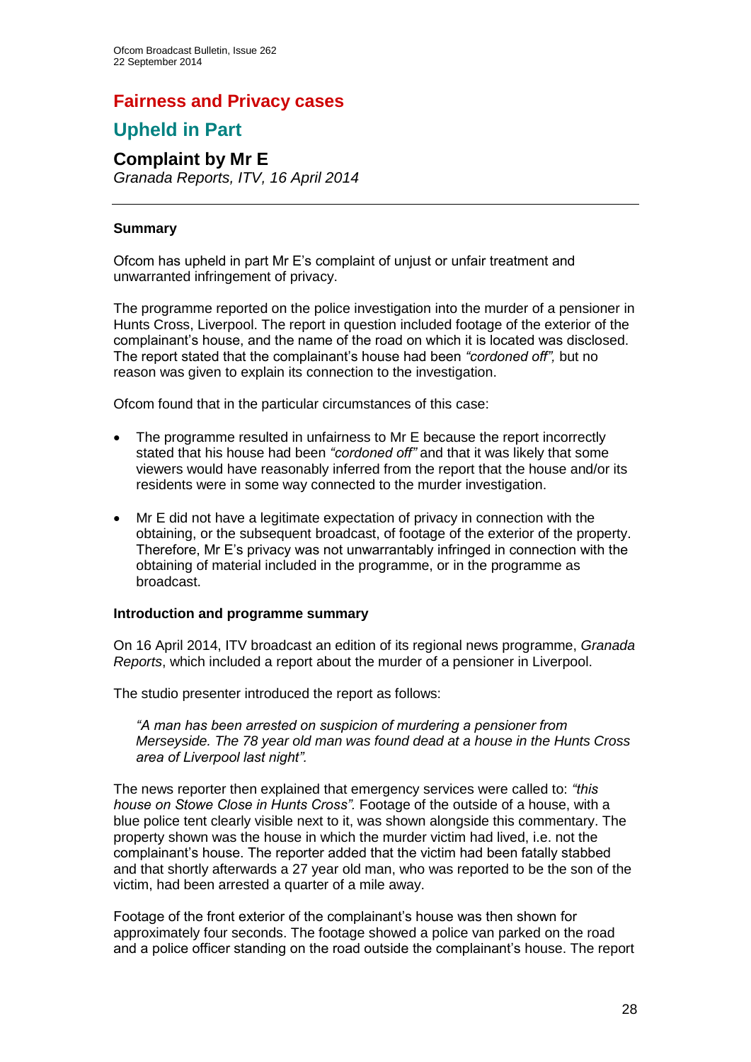# Fairness and Privacy cases

## Upheld in Part

### Complaint by Mr E

*Granada Reports, ITV, 16 April 2014*

---

#### Summary

Ofcom has upheld in part Mr E's complaint of unjust or unfair treatment and unwarranted infringement of privacy.

The programme reported on the police investigation into the murder of a pensioner in Hunts Cross, Liverpool. The report in question included footage of the exterior of the complainant's house, and the name of the road on which it is located was disclosed. The report stated that the complainant's house had been *"cordoned off",* but no reason was given to explain its connection to the investigation.

Ofcom found that in the particular circumstances of this case:

- The programme resulted in unfairness to Mr E because the report incorrectly stated that his house had been *"cordoned off"* and that it was likely that some viewers would have reasonably inferred from the report that the house and/or its residents were in some way connected to the murder investigation.
- Mr E did not have a legitimate expectation of privacy in connection with the obtaining, or the subsequent broadcast, of footage of the exterior of the property. Therefore, Mr E's privacy was not unwarrantably infringed in connection with the obtaining of material included in the programme, or in the programme as broadcast.

#### Introduction and programme summary

On 16 April 2014, ITV broadcast an edition of its regional news programme, *Granada Reports*, which included a report about the murder of a pensioner in Liverpool.

The studio presenter introduced the report as follows:

> *"A man has been arrested on suspicion of murdering a pensioner from Merseyside. The 78 year old man was found dead at a house in the Hunts Cross area of Liverpool last night".*

The news reporter then explained that emergency services were called to: *"this house on Stowe Close in Hunts Cross".* Footage of the outside of a house, with a blue police tent clearly visible next to it, was shown alongside this commentary. The property shown was the house in which the murder victim had lived, i.e. not the complainant's house. The reporter added that the victim had been fatally stabbed and that shortly afterwards a 27 year old man, who was reported to be the son of the victim, had been arrested a quarter of a mile away.

Footage of the front exterior of the complainant's house was then shown for approximately four seconds. The footage showed a police van parked on the road and a police officer standing on the road outside the complainant's house. The report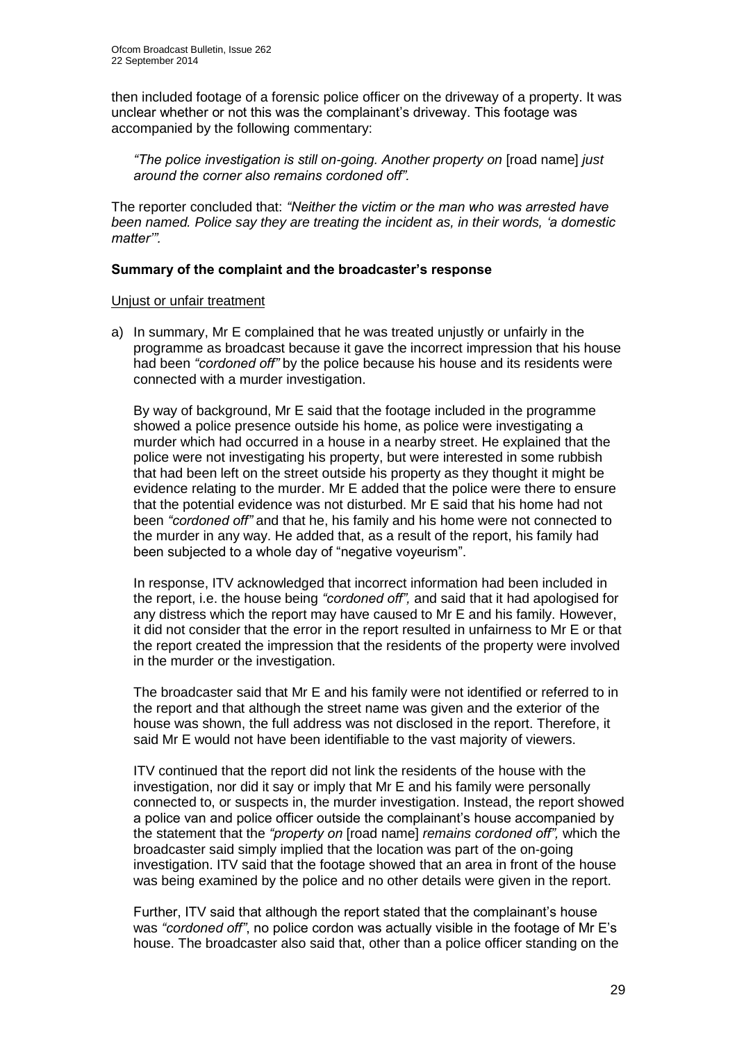then included footage of a forensic police officer on the driveway of a property. It was unclear whether or not this was the complainant's driveway. This footage was accompanied by the following commentary:

> *"The police investigation is still on-going. Another property on* [road name] *just around the corner also remains cordoned off".*

The reporter concluded that: *"Neither the victim or the man who was arrested have been named. Police say they are treating the incident as, in their words, 'a domestic matter'".*

**Summary of the complaint and the broadcaster's response**

Unjust or unfair treatment

a) In summary, Mr E complained that he was treated unjustly or unfairly in the programme as broadcast because it gave the incorrect impression that his house had been *"cordoned off"* by the police because his house and its residents were connected with a murder investigation.

   By way of background, Mr E said that the footage included in the programme showed a police presence outside his home, as police were investigating a murder which had occurred in a house in a nearby street. He explained that the police were not investigating his property, but were interested in some rubbish that had been left on the street outside his property as they thought it might be evidence relating to the murder. Mr E added that the police were there to ensure that the potential evidence was not disturbed. Mr E said that his home had not been *"cordoned off"* and that he, his family and his home were not connected to the murder in any way. He added that, as a result of the report, his family had been subjected to a whole day of "negative voyeurism".

   In response, ITV acknowledged that incorrect information had been included in the report, i.e. the house being *"cordoned off",* and said that it had apologised for any distress which the report may have caused to Mr E and his family. However, it did not consider that the error in the report resulted in unfairness to Mr E or that the report created the impression that the residents of the property were involved in the murder or the investigation.

   The broadcaster said that Mr E and his family were not identified or referred to in the report and that although the street name was given and the exterior of the house was shown, the full address was not disclosed in the report. Therefore, it said Mr E would not have been identifiable to the vast majority of viewers.

   ITV continued that the report did not link the residents of the house with the investigation, nor did it say or imply that Mr E and his family were personally connected to, or suspects in, the murder investigation. Instead, the report showed a police van and police officer outside the complainant's house accompanied by the statement that the *"property on* [road name] *remains cordoned off",* which the broadcaster said simply implied that the location was part of the on-going investigation. ITV said that the footage showed that an area in front of the house was being examined by the police and no other details were given in the report.

   Further, ITV said that although the report stated that the complainant's house was *"cordoned off"*, no police cordon was actually visible in the footage of Mr E's house. The broadcaster also said that, other than a police officer standing on the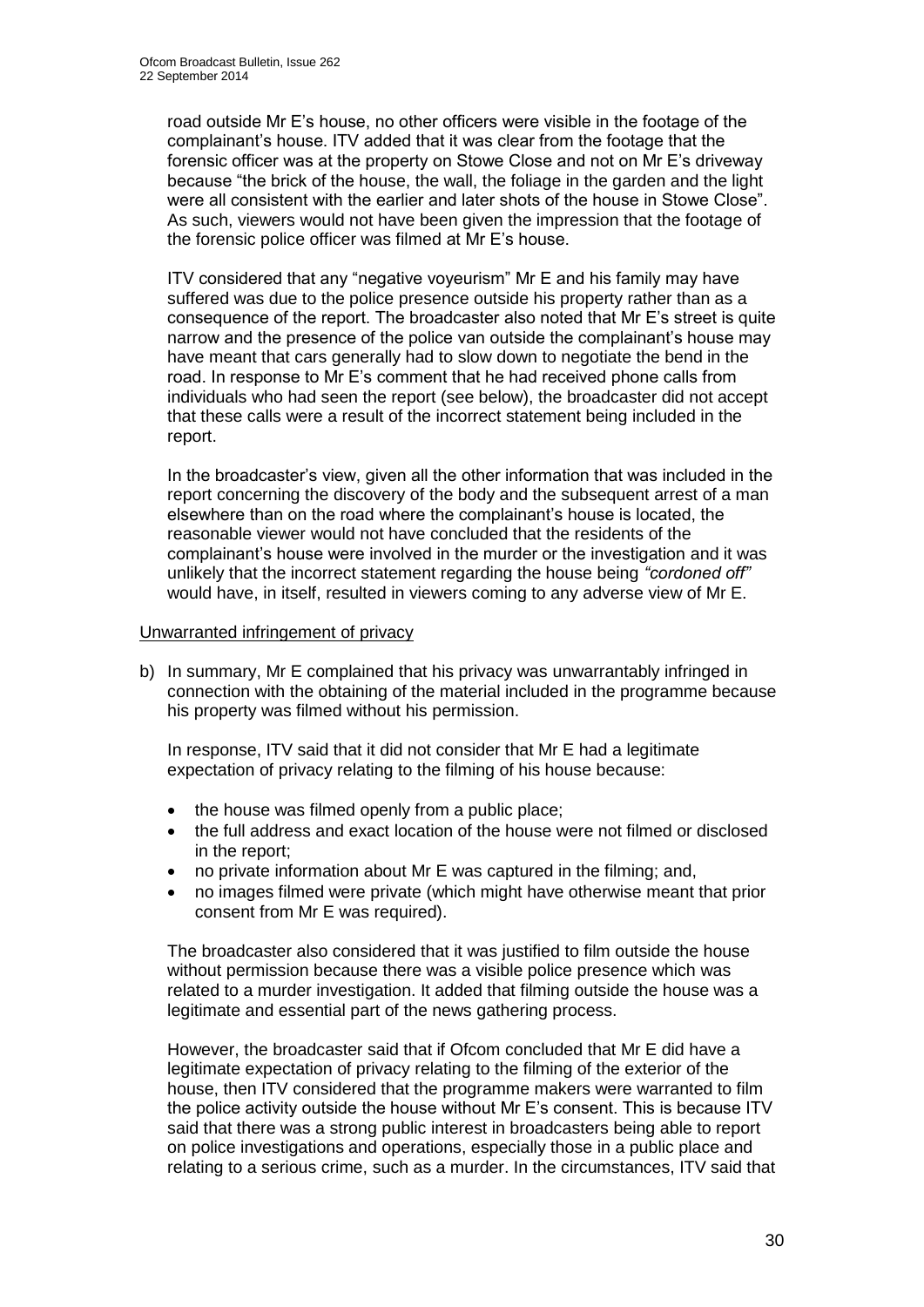road outside Mr E's house, no other officers were visible in the footage of the complainant's house. ITV added that it was clear from the footage that the forensic officer was at the property on Stowe Close and not on Mr E's driveway because "the brick of the house, the wall, the foliage in the garden and the light were all consistent with the earlier and later shots of the house in Stowe Close". As such, viewers would not have been given the impression that the footage of the forensic police officer was filmed at Mr E's house.

ITV considered that any "negative voyeurism" Mr E and his family may have suffered was due to the police presence outside his property rather than as a consequence of the report. The broadcaster also noted that Mr E's street is quite narrow and the presence of the police van outside the complainant's house may have meant that cars generally had to slow down to negotiate the bend in the road. In response to Mr E's comment that he had received phone calls from individuals who had seen the report (see below), the broadcaster did not accept that these calls were a result of the incorrect statement being included in the report.

In the broadcaster's view, given all the other information that was included in the report concerning the discovery of the body and the subsequent arrest of a man elsewhere than on the road where the complainant's house is located, the reasonable viewer would not have concluded that the residents of the complainant's house were involved in the murder or the investigation and it was unlikely that the incorrect statement regarding the house being *"cordoned off"* would have, in itself, resulted in viewers coming to any adverse view of Mr E.

Unwarranted infringement of privacy

b) In summary, Mr E complained that his privacy was unwarrantably infringed in connection with the obtaining of the material included in the programme because his property was filmed without his permission.

In response, ITV said that it did not consider that Mr E had a legitimate expectation of privacy relating to the filming of his house because:

- the house was filmed openly from a public place;
- the full address and exact location of the house were not filmed or disclosed in the report;
- no private information about Mr E was captured in the filming; and,
- no images filmed were private (which might have otherwise meant that prior consent from Mr E was required).

The broadcaster also considered that it was justified to film outside the house without permission because there was a visible police presence which was related to a murder investigation. It added that filming outside the house was a legitimate and essential part of the news gathering process.

However, the broadcaster said that if Ofcom concluded that Mr E did have a legitimate expectation of privacy relating to the filming of the exterior of the house, then ITV considered that the programme makers were warranted to film the police activity outside the house without Mr E's consent. This is because ITV said that there was a strong public interest in broadcasters being able to report on police investigations and operations, especially those in a public place and relating to a serious crime, such as a murder. In the circumstances, ITV said that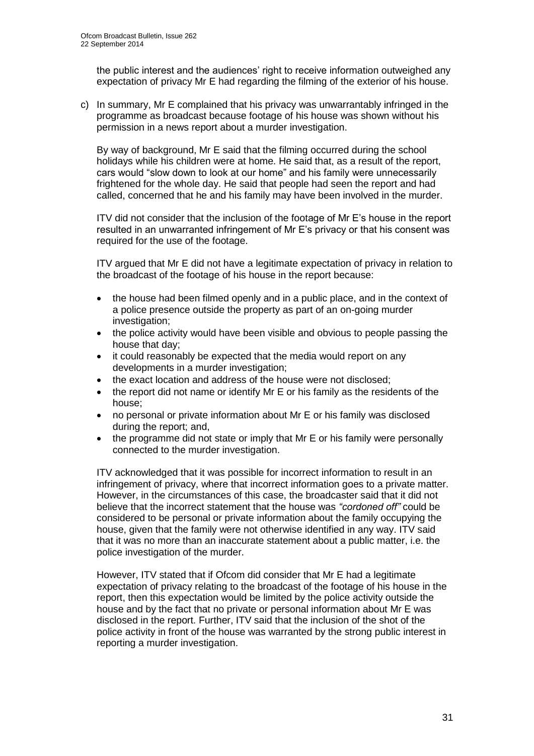the public interest and the audiences' right to receive information outweighed any expectation of privacy Mr E had regarding the filming of the exterior of his house.

c) In summary, Mr E complained that his privacy was unwarrantably infringed in the programme as broadcast because footage of his house was shown without his permission in a news report about a murder investigation.

By way of background, Mr E said that the filming occurred during the school holidays while his children were at home. He said that, as a result of the report, cars would "slow down to look at our home" and his family were unnecessarily frightened for the whole day. He said that people had seen the report and had called, concerned that he and his family may have been involved in the murder.

ITV did not consider that the inclusion of the footage of Mr E's house in the report resulted in an unwarranted infringement of Mr E's privacy or that his consent was required for the use of the footage.

ITV argued that Mr E did not have a legitimate expectation of privacy in relation to the broadcast of the footage of his house in the report because:

- the house had been filmed openly and in a public place, and in the context of a police presence outside the property as part of an on-going murder investigation;
- the police activity would have been visible and obvious to people passing the house that day;
- it could reasonably be expected that the media would report on any developments in a murder investigation;
- the exact location and address of the house were not disclosed;
- the report did not name or identify Mr E or his family as the residents of the house;
- no personal or private information about Mr E or his family was disclosed during the report; and,
- the programme did not state or imply that Mr E or his family were personally connected to the murder investigation.

ITV acknowledged that it was possible for incorrect information to result in an infringement of privacy, where that incorrect information goes to a private matter. However, in the circumstances of this case, the broadcaster said that it did not believe that the incorrect statement that the house was *"cordoned off"* could be considered to be personal or private information about the family occupying the house, given that the family were not otherwise identified in any way. ITV said that it was no more than an inaccurate statement about a public matter, i.e. the police investigation of the murder.

However, ITV stated that if Ofcom did consider that Mr E had a legitimate expectation of privacy relating to the broadcast of the footage of his house in the report, then this expectation would be limited by the police activity outside the house and by the fact that no private or personal information about Mr E was disclosed in the report. Further, ITV said that the inclusion of the shot of the police activity in front of the house was warranted by the strong public interest in reporting a murder investigation.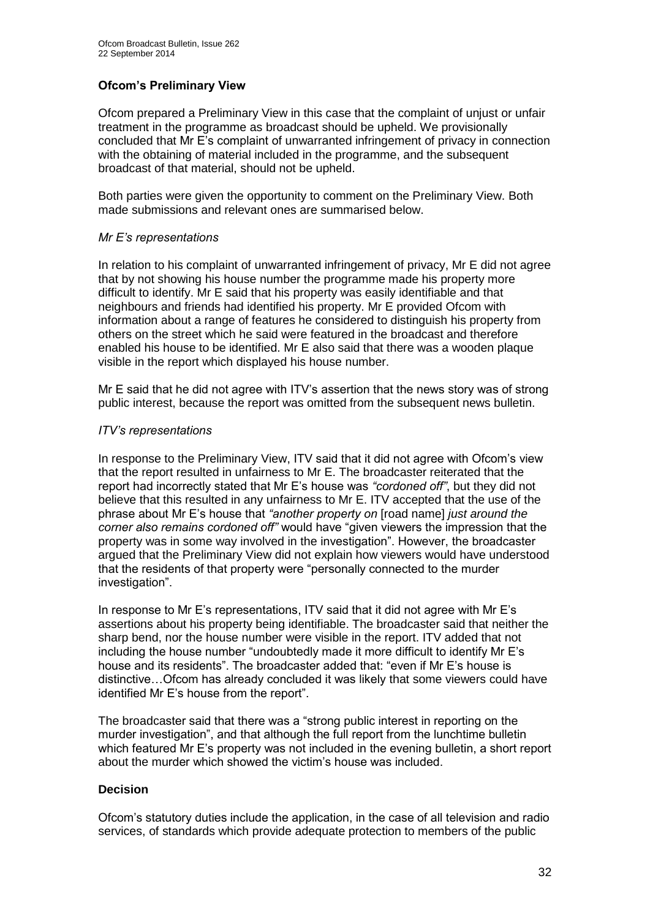### Ofcom's Preliminary View

Ofcom prepared a Preliminary View in this case that the complaint of unjust or unfair treatment in the programme as broadcast should be upheld. We provisionally concluded that Mr E's complaint of unwarranted infringement of privacy in connection with the obtaining of material included in the programme, and the subsequent broadcast of that material, should not be upheld.

Both parties were given the opportunity to comment on the Preliminary View. Both made submissions and relevant ones are summarised below.

*Mr E's representations*

In relation to his complaint of unwarranted infringement of privacy, Mr E did not agree that by not showing his house number the programme made his property more difficult to identify. Mr E said that his property was easily identifiable and that neighbours and friends had identified his property. Mr E provided Ofcom with information about a range of features he considered to distinguish his property from others on the street which he said were featured in the broadcast and therefore enabled his house to be identified. Mr E also said that there was a wooden plaque visible in the report which displayed his house number.

Mr E said that he did not agree with ITV's assertion that the news story was of strong public interest, because the report was omitted from the subsequent news bulletin.

*ITV's representations*

In response to the Preliminary View, ITV said that it did not agree with Ofcom's view that the report resulted in unfairness to Mr E. The broadcaster reiterated that the report had incorrectly stated that Mr E's house was *"cordoned off"*, but they did not believe that this resulted in any unfairness to Mr E. ITV accepted that the use of the phrase about Mr E's house that *"another property on* [road name] *just around the corner also remains cordoned off"* would have "given viewers the impression that the property was in some way involved in the investigation". However, the broadcaster argued that the Preliminary View did not explain how viewers would have understood that the residents of that property were "personally connected to the murder investigation".

In response to Mr E's representations, ITV said that it did not agree with Mr E's assertions about his property being identifiable. The broadcaster said that neither the sharp bend, nor the house number were visible in the report. ITV added that not including the house number "undoubtedly made it more difficult to identify Mr E's house and its residents". The broadcaster added that: "even if Mr E's house is distinctive…Ofcom has already concluded it was likely that some viewers could have identified Mr E's house from the report".

The broadcaster said that there was a "strong public interest in reporting on the murder investigation", and that although the full report from the lunchtime bulletin which featured Mr E's property was not included in the evening bulletin, a short report about the murder which showed the victim's house was included.

### Decision

Ofcom's statutory duties include the application, in the case of all television and radio services, of standards which provide adequate protection to members of the public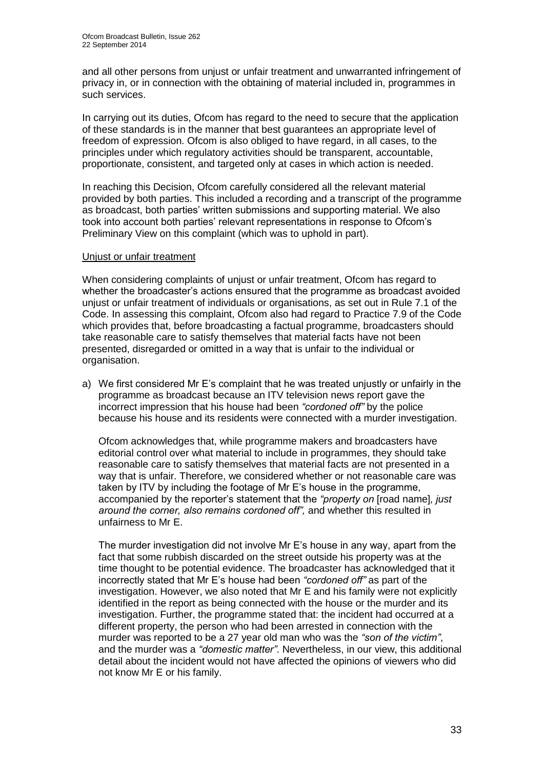and all other persons from unjust or unfair treatment and unwarranted infringement of privacy in, or in connection with the obtaining of material included in, programmes in such services.

In carrying out its duties, Ofcom has regard to the need to secure that the application of these standards is in the manner that best guarantees an appropriate level of freedom of expression. Ofcom is also obliged to have regard, in all cases, to the principles under which regulatory activities should be transparent, accountable, proportionate, consistent, and targeted only at cases in which action is needed.

In reaching this Decision, Ofcom carefully considered all the relevant material provided by both parties. This included a recording and a transcript of the programme as broadcast, both parties' written submissions and supporting material. We also took into account both parties' relevant representations in response to Ofcom's Preliminary View on this complaint (which was to uphold in part).

Unjust or unfair treatment

When considering complaints of unjust or unfair treatment, Ofcom has regard to whether the broadcaster's actions ensured that the programme as broadcast avoided unjust or unfair treatment of individuals or organisations, as set out in Rule 7.1 of the Code. In assessing this complaint, Ofcom also had regard to Practice 7.9 of the Code which provides that, before broadcasting a factual programme, broadcasters should take reasonable care to satisfy themselves that material facts have not been presented, disregarded or omitted in a way that is unfair to the individual or organisation.

a) We first considered Mr E's complaint that he was treated unjustly or unfairly in the programme as broadcast because an ITV television news report gave the incorrect impression that his house had been *"cordoned off"* by the police because his house and its residents were connected with a murder investigation.

   Ofcom acknowledges that, while programme makers and broadcasters have editorial control over what material to include in programmes, they should take reasonable care to satisfy themselves that material facts are not presented in a way that is unfair. Therefore, we considered whether or not reasonable care was taken by ITV by including the footage of Mr E's house in the programme, accompanied by the reporter's statement that the *"property on* [road name]*, just around the corner, also remains cordoned off",* and whether this resulted in unfairness to Mr E.

   The murder investigation did not involve Mr E's house in any way, apart from the fact that some rubbish discarded on the street outside his property was at the time thought to be potential evidence. The broadcaster has acknowledged that it incorrectly stated that Mr E's house had been *"cordoned off"* as part of the investigation. However, we also noted that Mr E and his family were not explicitly identified in the report as being connected with the house or the murder and its investigation. Further, the programme stated that: the incident had occurred at a different property, the person who had been arrested in connection with the murder was reported to be a 27 year old man who was the *"son of the victim"*, and the murder was a *"domestic matter"*. Nevertheless, in our view, this additional detail about the incident would not have affected the opinions of viewers who did not know Mr E or his family.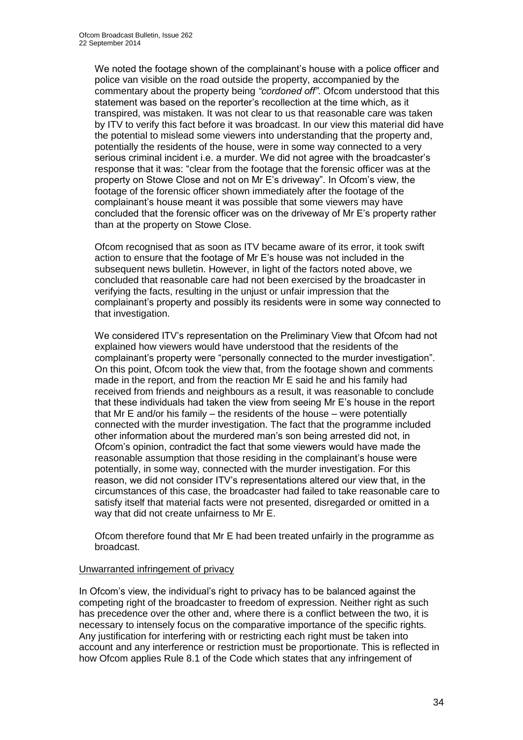We noted the footage shown of the complainant's house with a police officer and police van visible on the road outside the property, accompanied by the commentary about the property being *"cordoned off"*. Ofcom understood that this statement was based on the reporter's recollection at the time which, as it transpired, was mistaken. It was not clear to us that reasonable care was taken by ITV to verify this fact before it was broadcast. In our view this material did have the potential to mislead some viewers into understanding that the property and, potentially the residents of the house, were in some way connected to a very serious criminal incident i.e. a murder. We did not agree with the broadcaster's response that it was: "clear from the footage that the forensic officer was at the property on Stowe Close and not on Mr E's driveway". In Ofcom's view, the footage of the forensic officer shown immediately after the footage of the complainant's house meant it was possible that some viewers may have concluded that the forensic officer was on the driveway of Mr E's property rather than at the property on Stowe Close.

Ofcom recognised that as soon as ITV became aware of its error, it took swift action to ensure that the footage of Mr E's house was not included in the subsequent news bulletin. However, in light of the factors noted above, we concluded that reasonable care had not been exercised by the broadcaster in verifying the facts, resulting in the unjust or unfair impression that the complainant's property and possibly its residents were in some way connected to that investigation.

We considered ITV's representation on the Preliminary View that Ofcom had not explained how viewers would have understood that the residents of the complainant's property were "personally connected to the murder investigation". On this point, Ofcom took the view that, from the footage shown and comments made in the report, and from the reaction Mr E said he and his family had received from friends and neighbours as a result, it was reasonable to conclude that these individuals had taken the view from seeing Mr E's house in the report that Mr E and/or his family – the residents of the house – were potentially connected with the murder investigation. The fact that the programme included other information about the murdered man's son being arrested did not, in Ofcom's opinion, contradict the fact that some viewers would have made the reasonable assumption that those residing in the complainant's house were potentially, in some way, connected with the murder investigation. For this reason, we did not consider ITV's representations altered our view that, in the circumstances of this case, the broadcaster had failed to take reasonable care to satisfy itself that material facts were not presented, disregarded or omitted in a way that did not create unfairness to Mr E.

Ofcom therefore found that Mr E had been treated unfairly in the programme as broadcast.

Unwarranted infringement of privacy

In Ofcom's view, the individual's right to privacy has to be balanced against the competing right of the broadcaster to freedom of expression. Neither right as such has precedence over the other and, where there is a conflict between the two, it is necessary to intensely focus on the comparative importance of the specific rights. Any justification for interfering with or restricting each right must be taken into account and any interference or restriction must be proportionate. This is reflected in how Ofcom applies Rule 8.1 of the Code which states that any infringement of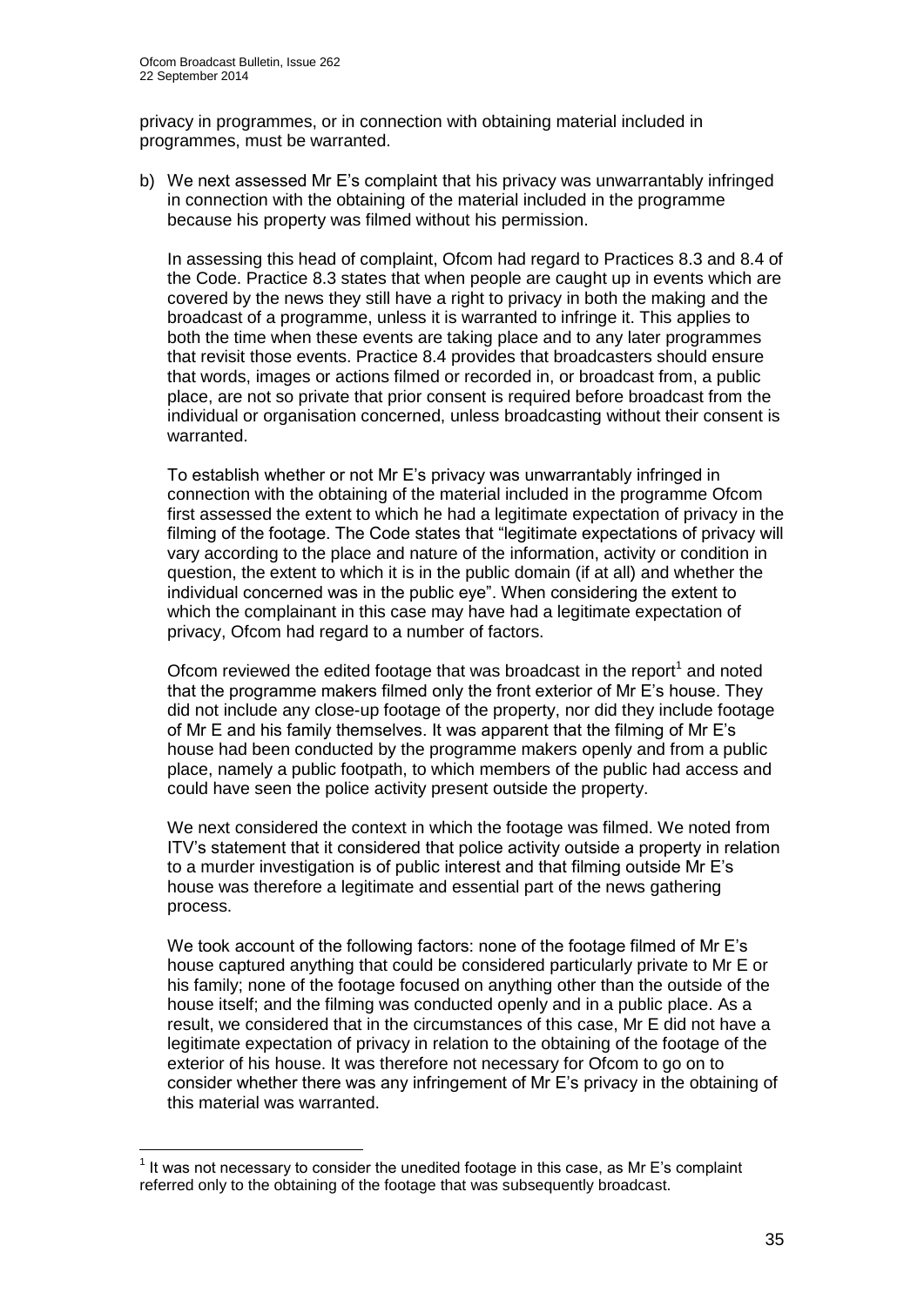privacy in programmes, or in connection with obtaining material included in programmes, must be warranted.

b) We next assessed Mr E's complaint that his privacy was unwarrantably infringed in connection with the obtaining of the material included in the programme because his property was filmed without his permission.

   In assessing this head of complaint, Ofcom had regard to Practices 8.3 and 8.4 of the Code. Practice 8.3 states that when people are caught up in events which are covered by the news they still have a right to privacy in both the making and the broadcast of a programme, unless it is warranted to infringe it. This applies to both the time when these events are taking place and to any later programmes that revisit those events. Practice 8.4 provides that broadcasters should ensure that words, images or actions filmed or recorded in, or broadcast from, a public place, are not so private that prior consent is required before broadcast from the individual or organisation concerned, unless broadcasting without their consent is warranted.

   To establish whether or not Mr E's privacy was unwarrantably infringed in connection with the obtaining of the material included in the programme Ofcom first assessed the extent to which he had a legitimate expectation of privacy in the filming of the footage. The Code states that "legitimate expectations of privacy will vary according to the place and nature of the information, activity or condition in question, the extent to which it is in the public domain (if at all) and whether the individual concerned was in the public eye". When considering the extent to which the complainant in this case may have had a legitimate expectation of privacy, Ofcom had regard to a number of factors.

   Ofcom reviewed the edited footage that was broadcast in the report[1] and noted that the programme makers filmed only the front exterior of Mr E's house. They did not include any close-up footage of the property, nor did they include footage of Mr E and his family themselves. It was apparent that the filming of Mr E's house had been conducted by the programme makers openly and from a public place, namely a public footpath, to which members of the public had access and could have seen the police activity present outside the property.

   We next considered the context in which the footage was filmed. We noted from ITV's statement that it considered that police activity outside a property in relation to a murder investigation is of public interest and that filming outside Mr E's house was therefore a legitimate and essential part of the news gathering process.

   We took account of the following factors: none of the footage filmed of Mr E's house captured anything that could be considered particularly private to Mr E or his family; none of the footage focused on anything other than the outside of the house itself; and the filming was conducted openly and in a public place. As a result, we considered that in the circumstances of this case, Mr E did not have a legitimate expectation of privacy in relation to the obtaining of the footage of the exterior of his house. It was therefore not necessary for Ofcom to go on to consider whether there was any infringement of Mr E's privacy in the obtaining of this material was warranted.

[1] It was not necessary to consider the unedited footage in this case, as Mr E's complaint referred only to the obtaining of the footage that was subsequently broadcast.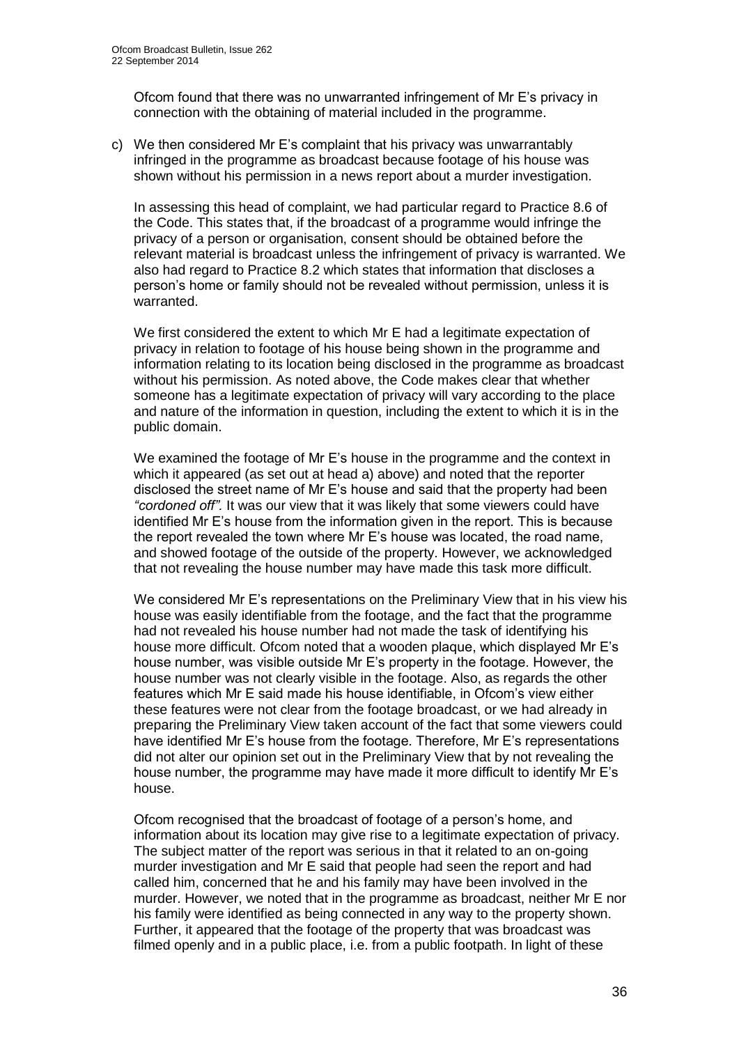Ofcom found that there was no unwarranted infringement of Mr E's privacy in connection with the obtaining of material included in the programme.

c) We then considered Mr E's complaint that his privacy was unwarrantably infringed in the programme as broadcast because footage of his house was shown without his permission in a news report about a murder investigation.

In assessing this head of complaint, we had particular regard to Practice 8.6 of the Code. This states that, if the broadcast of a programme would infringe the privacy of a person or organisation, consent should be obtained before the relevant material is broadcast unless the infringement of privacy is warranted. We also had regard to Practice 8.2 which states that information that discloses a person's home or family should not be revealed without permission, unless it is warranted.

We first considered the extent to which Mr E had a legitimate expectation of privacy in relation to footage of his house being shown in the programme and information relating to its location being disclosed in the programme as broadcast without his permission. As noted above, the Code makes clear that whether someone has a legitimate expectation of privacy will vary according to the place and nature of the information in question, including the extent to which it is in the public domain.

We examined the footage of Mr E's house in the programme and the context in which it appeared (as set out at head a) above) and noted that the reporter disclosed the street name of Mr E's house and said that the property had been *"cordoned off".* It was our view that it was likely that some viewers could have identified Mr E's house from the information given in the report. This is because the report revealed the town where Mr E's house was located, the road name, and showed footage of the outside of the property. However, we acknowledged that not revealing the house number may have made this task more difficult.

We considered Mr E's representations on the Preliminary View that in his view his house was easily identifiable from the footage, and the fact that the programme had not revealed his house number had not made the task of identifying his house more difficult. Ofcom noted that a wooden plaque, which displayed Mr E's house number, was visible outside Mr E's property in the footage. However, the house number was not clearly visible in the footage. Also, as regards the other features which Mr E said made his house identifiable, in Ofcom's view either these features were not clear from the footage broadcast, or we had already in preparing the Preliminary View taken account of the fact that some viewers could have identified Mr E's house from the footage. Therefore, Mr E's representations did not alter our opinion set out in the Preliminary View that by not revealing the house number, the programme may have made it more difficult to identify Mr E's house.

Ofcom recognised that the broadcast of footage of a person's home, and information about its location may give rise to a legitimate expectation of privacy. The subject matter of the report was serious in that it related to an on-going murder investigation and Mr E said that people had seen the report and had called him, concerned that he and his family may have been involved in the murder. However, we noted that in the programme as broadcast, neither Mr E nor his family were identified as being connected in any way to the property shown. Further, it appeared that the footage of the property that was broadcast was filmed openly and in a public place, i.e. from a public footpath. In light of these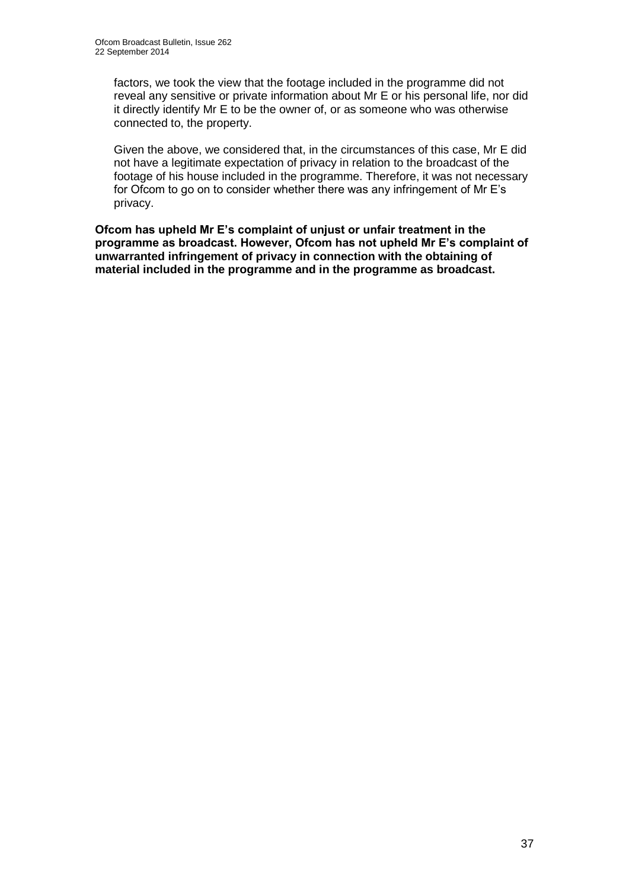factors, we took the view that the footage included in the programme did not reveal any sensitive or private information about Mr E or his personal life, nor did it directly identify Mr E to be the owner of, or as someone who was otherwise connected to, the property.

Given the above, we considered that, in the circumstances of this case, Mr E did not have a legitimate expectation of privacy in relation to the broadcast of the footage of his house included in the programme. Therefore, it was not necessary for Ofcom to go on to consider whether there was any infringement of Mr E's privacy.

**Ofcom has upheld Mr E's complaint of unjust or unfair treatment in the programme as broadcast. However, Ofcom has not upheld Mr E's complaint of unwarranted infringement of privacy in connection with the obtaining of material included in the programme and in the programme as broadcast.**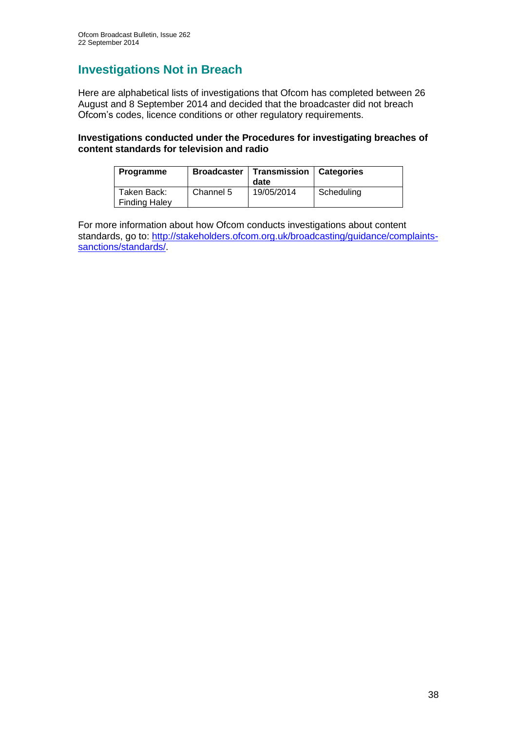# Investigations Not in Breach

Here are alphabetical lists of investigations that Ofcom has completed between 26 August and 8 September 2014 and decided that the broadcaster did not breach Ofcom's codes, licence conditions or other regulatory requirements.

**Investigations conducted under the Procedures for investigating breaches of content standards for television and radio**

| Programme | Broadcaster | Transmission date | Categories |
| --- | --- | --- | --- |
| Taken Back: Finding Haley | Channel 5 | 19/05/2014 | Scheduling |

For more information about how Ofcom conducts investigations about content standards, go to: [http://stakeholders.ofcom.org.uk/broadcasting/guidance/complaints-sanctions/standards/](http://stakeholders.ofcom.org.uk/broadcasting/guidance/complaints-sanctions/standards/).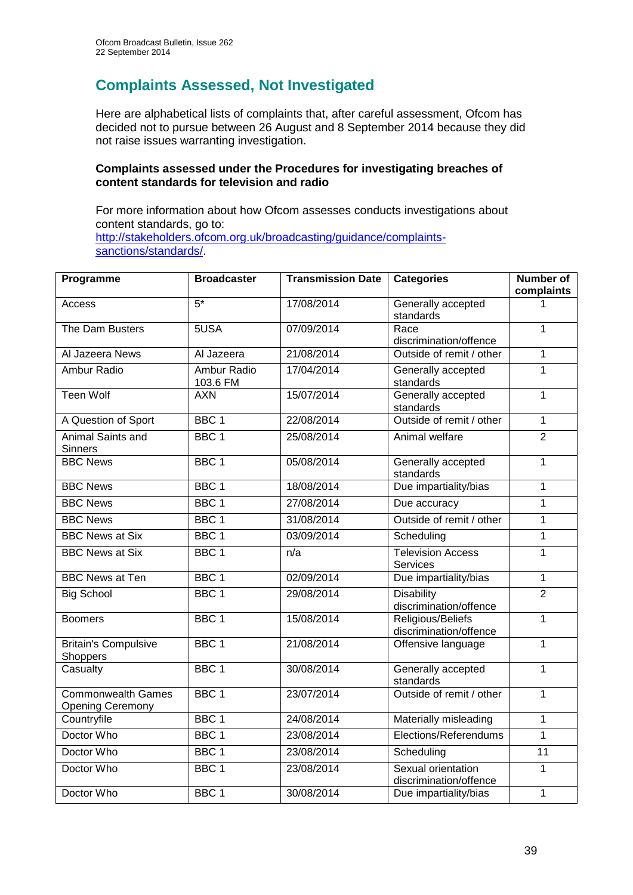## Complaints Assessed, Not Investigated

Here are alphabetical lists of complaints that, after careful assessment, Ofcom has decided not to pursue between 26 August and 8 September 2014 because they did not raise issues warranting investigation.

**Complaints assessed under the Procedures for investigating breaches of content standards for television and radio**

For more information about how Ofcom assesses conducts investigations about content standards, go to: [http://stakeholders.ofcom.org.uk/broadcasting/guidance/complaints-sanctions/standards/](http://stakeholders.ofcom.org.uk/broadcasting/guidance/complaints-sanctions/standards/).

| Programme | Broadcaster | Transmission Date | Categories | Number of complaints |
|---|---|---|---|---|
| Access | 5* | 17/08/2014 | Generally accepted standards | 1 |
| The Dam Busters | 5USA | 07/09/2014 | Race discrimination/offence | 1 |
| Al Jazeera News | Al Jazeera | 21/08/2014 | Outside of remit / other | 1 |
| Ambur Radio | Ambur Radio 103.6 FM | 17/04/2014 | Generally accepted standards | 1 |
| Teen Wolf | AXN | 15/07/2014 | Generally accepted standards | 1 |
| A Question of Sport | BBC 1 | 22/08/2014 | Outside of remit / other | 1 |
| Animal Saints and Sinners | BBC 1 | 25/08/2014 | Animal welfare | 2 |
| BBC News | BBC 1 | 05/08/2014 | Generally accepted standards | 1 |
| BBC News | BBC 1 | 18/08/2014 | Due impartiality/bias | 1 |
| BBC News | BBC 1 | 27/08/2014 | Due accuracy | 1 |
| BBC News | BBC 1 | 31/08/2014 | Outside of remit / other | 1 |
| BBC News at Six | BBC 1 | 03/09/2014 | Scheduling | 1 |
| BBC News at Six | BBC 1 | n/a | Television Access Services | 1 |
| BBC News at Ten | BBC 1 | 02/09/2014 | Due impartiality/bias | 1 |
| Big School | BBC 1 | 29/08/2014 | Disability discrimination/offence | 2 |
| Boomers | BBC 1 | 15/08/2014 | Religious/Beliefs discrimination/offence | 1 |
| Britain's Compulsive Shoppers | BBC 1 | 21/08/2014 | Offensive language | 1 |
| Casualty | BBC 1 | 30/08/2014 | Generally accepted standards | 1 |
| Commonwealth Games Opening Ceremony | BBC 1 | 23/07/2014 | Outside of remit / other | 1 |
| Countryfile | BBC 1 | 24/08/2014 | Materially misleading | 1 |
| Doctor Who | BBC 1 | 23/08/2014 | Elections/Referendums | 1 |
| Doctor Who | BBC 1 | 23/08/2014 | Scheduling | 11 |
| Doctor Who | BBC 1 | 23/08/2014 | Sexual orientation discrimination/offence | 1 |
| Doctor Who | BBC 1 | 30/08/2014 | Due impartiality/bias | 1 |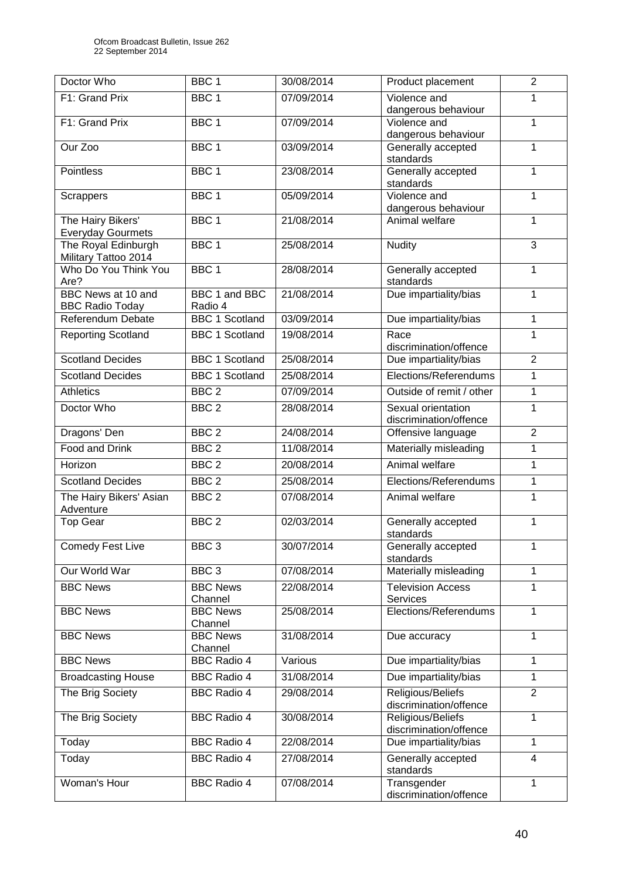| Doctor Who | BBC 1 | 30/08/2014 | Product placement | 2 |
|---|---|---|---|---|
| F1: Grand Prix | BBC 1 | 07/09/2014 | Violence and dangerous behaviour | 1 |
| F1: Grand Prix | BBC 1 | 07/09/2014 | Violence and dangerous behaviour | 1 |
| Our Zoo | BBC 1 | 03/09/2014 | Generally accepted standards | 1 |
| Pointless | BBC 1 | 23/08/2014 | Generally accepted standards | 1 |
| Scrappers | BBC 1 | 05/09/2014 | Violence and dangerous behaviour | 1 |
| The Hairy Bikers' Everyday Gourmets | BBC 1 | 21/08/2014 | Animal welfare | 1 |
| The Royal Edinburgh Military Tattoo 2014 | BBC 1 | 25/08/2014 | Nudity | 3 |
| Who Do You Think You Are? | BBC 1 | 28/08/2014 | Generally accepted standards | 1 |
| BBC News at 10 and BBC Radio Today | BBC 1 and BBC Radio 4 | 21/08/2014 | Due impartiality/bias | 1 |
| Referendum Debate | BBC 1 Scotland | 03/09/2014 | Due impartiality/bias | 1 |
| Reporting Scotland | BBC 1 Scotland | 19/08/2014 | Race discrimination/offence | 1 |
| Scotland Decides | BBC 1 Scotland | 25/08/2014 | Due impartiality/bias | 2 |
| Scotland Decides | BBC 1 Scotland | 25/08/2014 | Elections/Referendums | 1 |
| Athletics | BBC 2 | 07/09/2014 | Outside of remit / other | 1 |
| Doctor Who | BBC 2 | 28/08/2014 | Sexual orientation discrimination/offence | 1 |
| Dragons' Den | BBC 2 | 24/08/2014 | Offensive language | 2 |
| Food and Drink | BBC 2 | 11/08/2014 | Materially misleading | 1 |
| Horizon | BBC 2 | 20/08/2014 | Animal welfare | 1 |
| Scotland Decides | BBC 2 | 25/08/2014 | Elections/Referendums | 1 |
| The Hairy Bikers' Asian Adventure | BBC 2 | 07/08/2014 | Animal welfare | 1 |
| Top Gear | BBC 2 | 02/03/2014 | Generally accepted standards | 1 |
| Comedy Fest Live | BBC 3 | 30/07/2014 | Generally accepted standards | 1 |
| Our World War | BBC 3 | 07/08/2014 | Materially misleading | 1 |
| BBC News | BBC News Channel | 22/08/2014 | Television Access Services | 1 |
| BBC News | BBC News Channel | 25/08/2014 | Elections/Referendums | 1 |
| BBC News | BBC News Channel | 31/08/2014 | Due accuracy | 1 |
| BBC News | BBC Radio 4 | Various | Due impartiality/bias | 1 |
| Broadcasting House | BBC Radio 4 | 31/08/2014 | Due impartiality/bias | 1 |
| The Brig Society | BBC Radio 4 | 29/08/2014 | Religious/Beliefs discrimination/offence | 2 |
| The Brig Society | BBC Radio 4 | 30/08/2014 | Religious/Beliefs discrimination/offence | 1 |
| Today | BBC Radio 4 | 22/08/2014 | Due impartiality/bias | 1 |
| Today | BBC Radio 4 | 27/08/2014 | Generally accepted standards | 4 |
| Woman's Hour | BBC Radio 4 | 07/08/2014 | Transgender discrimination/offence | 1 |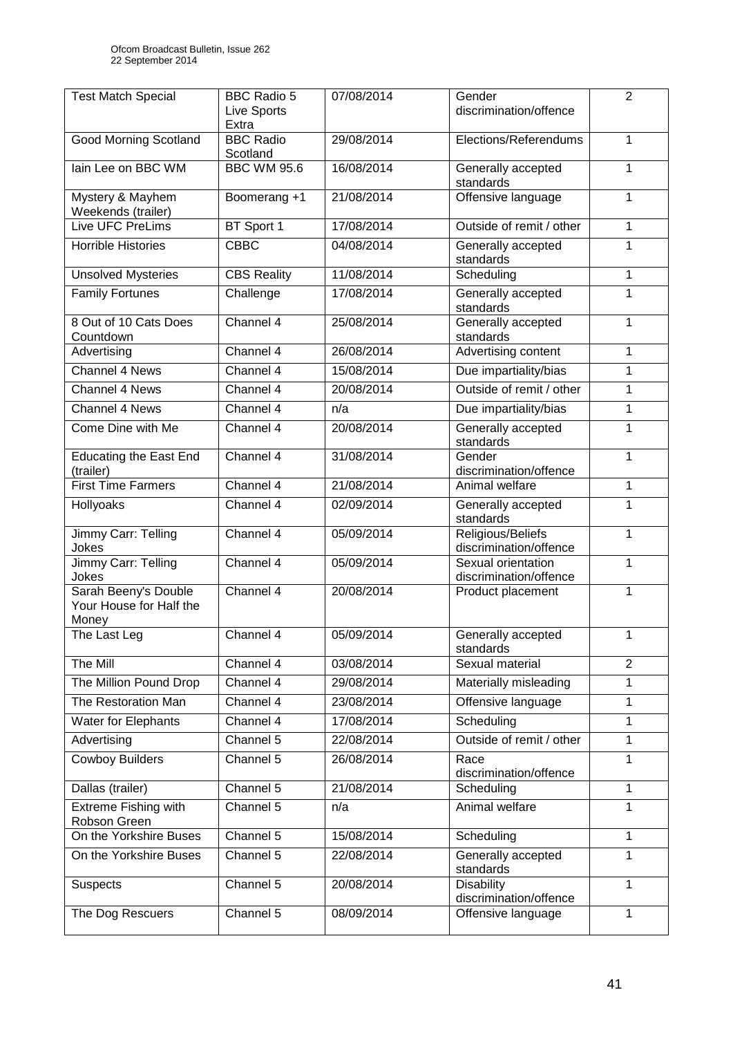| Test Match Special | BBC Radio 5 Live Sports Extra | 07/08/2014 | Gender discrimination/offence | 2 |
|---|---|---|---|---|
| Good Morning Scotland | BBC Radio Scotland | 29/08/2014 | Elections/Referendums | 1 |
| Iain Lee on BBC WM | BBC WM 95.6 | 16/08/2014 | Generally accepted standards | 1 |
| Mystery & Mayhem Weekends (trailer) | Boomerang +1 | 21/08/2014 | Offensive language | 1 |
| Live UFC PreLims | BT Sport 1 | 17/08/2014 | Outside of remit / other | 1 |
| Horrible Histories | CBBC | 04/08/2014 | Generally accepted standards | 1 |
| Unsolved Mysteries | CBS Reality | 11/08/2014 | Scheduling | 1 |
| Family Fortunes | Challenge | 17/08/2014 | Generally accepted standards | 1 |
| 8 Out of 10 Cats Does Countdown | Channel 4 | 25/08/2014 | Generally accepted standards | 1 |
| Advertising | Channel 4 | 26/08/2014 | Advertising content | 1 |
| Channel 4 News | Channel 4 | 15/08/2014 | Due impartiality/bias | 1 |
| Channel 4 News | Channel 4 | 20/08/2014 | Outside of remit / other | 1 |
| Channel 4 News | Channel 4 | n/a | Due impartiality/bias | 1 |
| Come Dine with Me | Channel 4 | 20/08/2014 | Generally accepted standards | 1 |
| Educating the East End (trailer) | Channel 4 | 31/08/2014 | Gender discrimination/offence | 1 |
| First Time Farmers | Channel 4 | 21/08/2014 | Animal welfare | 1 |
| Hollyoaks | Channel 4 | 02/09/2014 | Generally accepted standards | 1 |
| Jimmy Carr: Telling Jokes | Channel 4 | 05/09/2014 | Religious/Beliefs discrimination/offence | 1 |
| Jimmy Carr: Telling Jokes | Channel 4 | 05/09/2014 | Sexual orientation discrimination/offence | 1 |
| Sarah Beeny's Double Your House for Half the Money | Channel 4 | 20/08/2014 | Product placement | 1 |
| The Last Leg | Channel 4 | 05/09/2014 | Generally accepted standards | 1 |
| The Mill | Channel 4 | 03/08/2014 | Sexual material | 2 |
| The Million Pound Drop | Channel 4 | 29/08/2014 | Materially misleading | 1 |
| The Restoration Man | Channel 4 | 23/08/2014 | Offensive language | 1 |
| Water for Elephants | Channel 4 | 17/08/2014 | Scheduling | 1 |
| Advertising | Channel 5 | 22/08/2014 | Outside of remit / other | 1 |
| Cowboy Builders | Channel 5 | 26/08/2014 | Race discrimination/offence | 1 |
| Dallas (trailer) | Channel 5 | 21/08/2014 | Scheduling | 1 |
| Extreme Fishing with Robson Green | Channel 5 | n/a | Animal welfare | 1 |
| On the Yorkshire Buses | Channel 5 | 15/08/2014 | Scheduling | 1 |
| On the Yorkshire Buses | Channel 5 | 22/08/2014 | Generally accepted standards | 1 |
| Suspects | Channel 5 | 20/08/2014 | Disability discrimination/offence | 1 |
| The Dog Rescuers | Channel 5 | 08/09/2014 | Offensive language | 1 |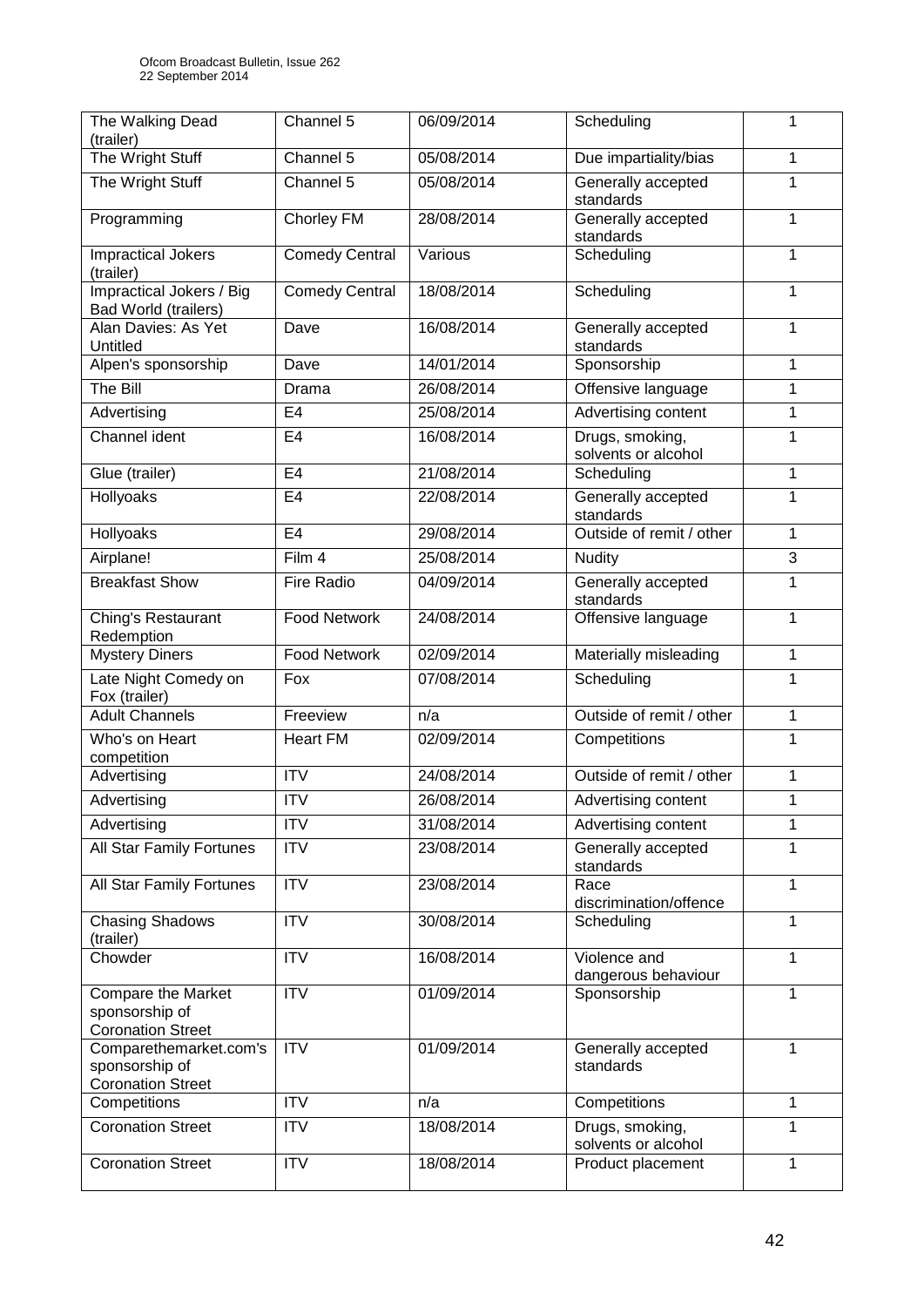| The Walking Dead (trailer) | Channel 5 | 06/09/2014 | Scheduling | 1 |
|---|---|---|---|---|
| The Wright Stuff | Channel 5 | 05/08/2014 | Due impartiality/bias | 1 |
| The Wright Stuff | Channel 5 | 05/08/2014 | Generally accepted standards | 1 |
| Programming | Chorley FM | 28/08/2014 | Generally accepted standards | 1 |
| Impractical Jokers (trailer) | Comedy Central | Various | Scheduling | 1 |
| Impractical Jokers / Big Bad World (trailers) | Comedy Central | 18/08/2014 | Scheduling | 1 |
| Alan Davies: As Yet Untitled | Dave | 16/08/2014 | Generally accepted standards | 1 |
| Alpen's sponsorship | Dave | 14/01/2014 | Sponsorship | 1 |
| The Bill | Drama | 26/08/2014 | Offensive language | 1 |
| Advertising | E4 | 25/08/2014 | Advertising content | 1 |
| Channel ident | E4 | 16/08/2014 | Drugs, smoking, solvents or alcohol | 1 |
| Glue (trailer) | E4 | 21/08/2014 | Scheduling | 1 |
| Hollyoaks | E4 | 22/08/2014 | Generally accepted standards | 1 |
| Hollyoaks | E4 | 29/08/2014 | Outside of remit / other | 1 |
| Airplane! | Film 4 | 25/08/2014 | Nudity | 3 |
| Breakfast Show | Fire Radio | 04/09/2014 | Generally accepted standards | 1 |
| Ching's Restaurant Redemption | Food Network | 24/08/2014 | Offensive language | 1 |
| Mystery Diners | Food Network | 02/09/2014 | Materially misleading | 1 |
| Late Night Comedy on Fox (trailer) | Fox | 07/08/2014 | Scheduling | 1 |
| Adult Channels | Freeview | n/a | Outside of remit / other | 1 |
| Who's on Heart competition | Heart FM | 02/09/2014 | Competitions | 1 |
| Advertising | ITV | 24/08/2014 | Outside of remit / other | 1 |
| Advertising | ITV | 26/08/2014 | Advertising content | 1 |
| Advertising | ITV | 31/08/2014 | Advertising content | 1 |
| All Star Family Fortunes | ITV | 23/08/2014 | Generally accepted standards | 1 |
| All Star Family Fortunes | ITV | 23/08/2014 | Race discrimination/offence | 1 |
| Chasing Shadows (trailer) | ITV | 30/08/2014 | Scheduling | 1 |
| Chowder | ITV | 16/08/2014 | Violence and dangerous behaviour | 1 |
| Compare the Market sponsorship of Coronation Street | ITV | 01/09/2014 | Sponsorship | 1 |
| Comparethemarket.com's sponsorship of Coronation Street | ITV | 01/09/2014 | Generally accepted standards | 1 |
| Competitions | ITV | n/a | Competitions | 1 |
| Coronation Street | ITV | 18/08/2014 | Drugs, smoking, solvents or alcohol | 1 |
| Coronation Street | ITV | 18/08/2014 | Product placement | 1 |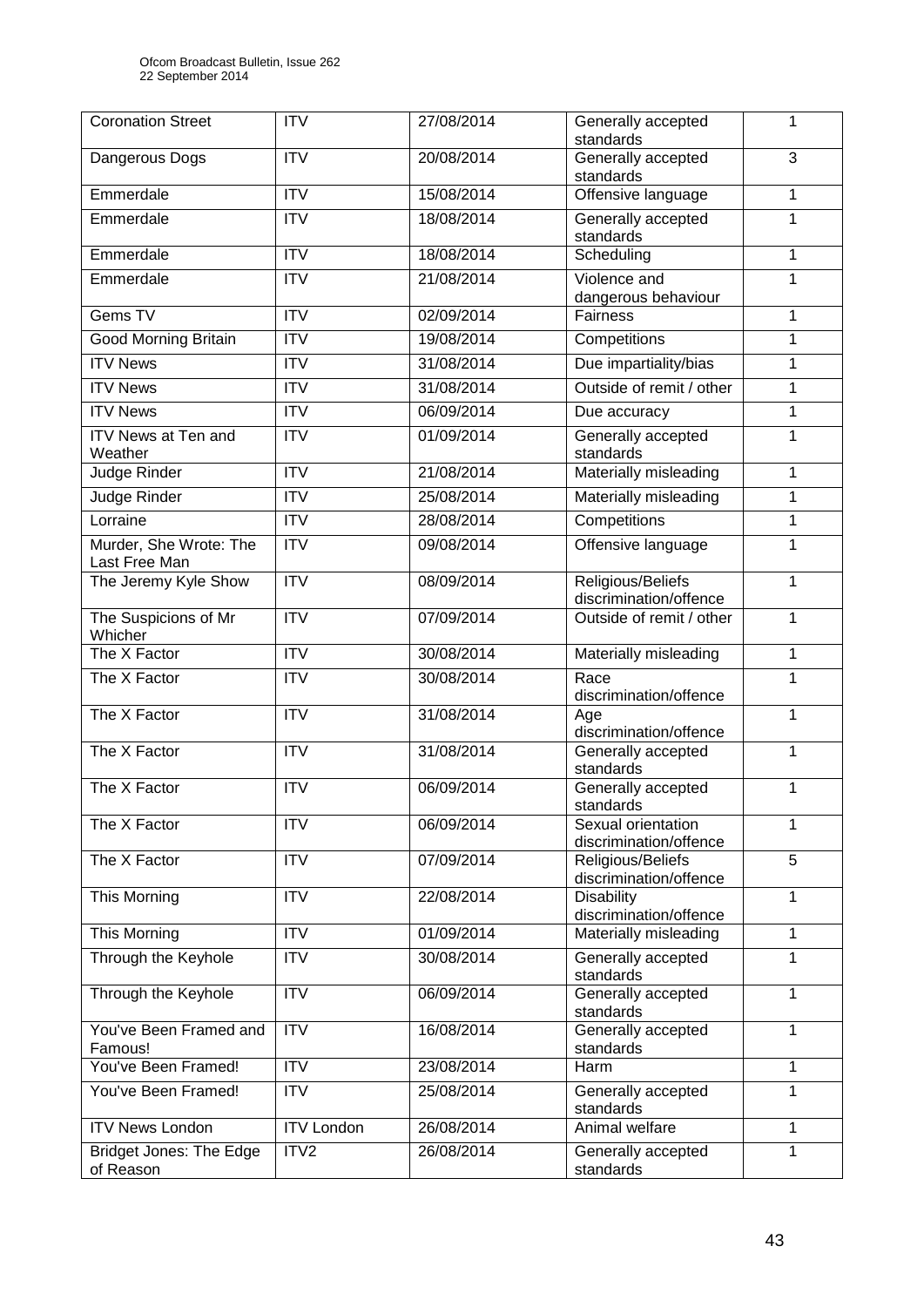| Coronation Street | ITV | 27/08/2014 | Generally accepted standards | 1 |
|---|---|---|---|---|
| Dangerous Dogs | ITV | 20/08/2014 | Generally accepted standards | 3 |
| Emmerdale | ITV | 15/08/2014 | Offensive language | 1 |
| Emmerdale | ITV | 18/08/2014 | Generally accepted standards | 1 |
| Emmerdale | ITV | 18/08/2014 | Scheduling | 1 |
| Emmerdale | ITV | 21/08/2014 | Violence and dangerous behaviour | 1 |
| Gems TV | ITV | 02/09/2014 | Fairness | 1 |
| Good Morning Britain | ITV | 19/08/2014 | Competitions | 1 |
| ITV News | ITV | 31/08/2014 | Due impartiality/bias | 1 |
| ITV News | ITV | 31/08/2014 | Outside of remit / other | 1 |
| ITV News | ITV | 06/09/2014 | Due accuracy | 1 |
| ITV News at Ten and Weather | ITV | 01/09/2014 | Generally accepted standards | 1 |
| Judge Rinder | ITV | 21/08/2014 | Materially misleading | 1 |
| Judge Rinder | ITV | 25/08/2014 | Materially misleading | 1 |
| Lorraine | ITV | 28/08/2014 | Competitions | 1 |
| Murder, She Wrote: The Last Free Man | ITV | 09/08/2014 | Offensive language | 1 |
| The Jeremy Kyle Show | ITV | 08/09/2014 | Religious/Beliefs discrimination/offence | 1 |
| The Suspicions of Mr Whicher | ITV | 07/09/2014 | Outside of remit / other | 1 |
| The X Factor | ITV | 30/08/2014 | Materially misleading | 1 |
| The X Factor | ITV | 30/08/2014 | Race discrimination/offence | 1 |
| The X Factor | ITV | 31/08/2014 | Age discrimination/offence | 1 |
| The X Factor | ITV | 31/08/2014 | Generally accepted standards | 1 |
| The X Factor | ITV | 06/09/2014 | Generally accepted standards | 1 |
| The X Factor | ITV | 06/09/2014 | Sexual orientation discrimination/offence | 1 |
| The X Factor | ITV | 07/09/2014 | Religious/Beliefs discrimination/offence | 5 |
| This Morning | ITV | 22/08/2014 | Disability discrimination/offence | 1 |
| This Morning | ITV | 01/09/2014 | Materially misleading | 1 |
| Through the Keyhole | ITV | 30/08/2014 | Generally accepted standards | 1 |
| Through the Keyhole | ITV | 06/09/2014 | Generally accepted standards | 1 |
| You've Been Framed and Famous! | ITV | 16/08/2014 | Generally accepted standards | 1 |
| You've Been Framed! | ITV | 23/08/2014 | Harm | 1 |
| You've Been Framed! | ITV | 25/08/2014 | Generally accepted standards | 1 |
| ITV News London | ITV London | 26/08/2014 | Animal welfare | 1 |
| Bridget Jones: The Edge of Reason | ITV2 | 26/08/2014 | Generally accepted standards | 1 |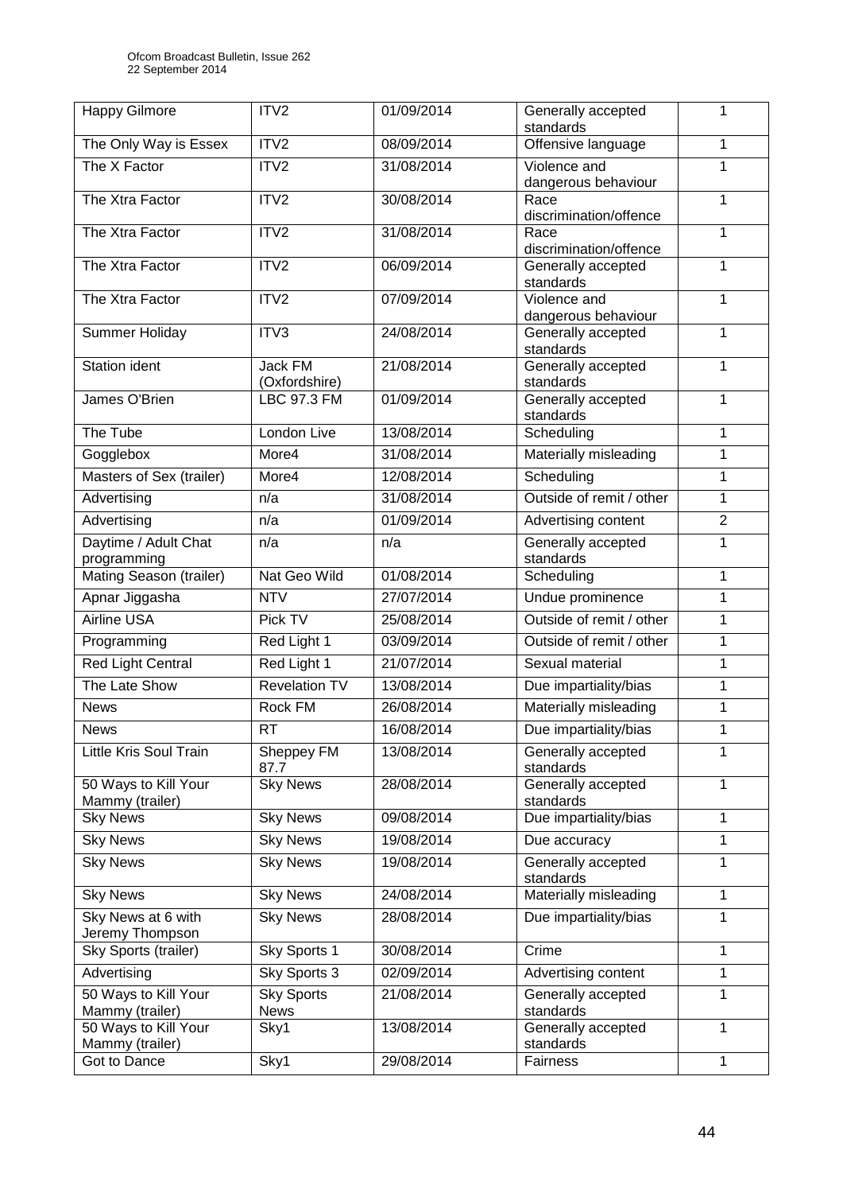| Happy Gilmore | ITV2 | 01/09/2014 | Generally accepted standards | 1 |
|---|---|---|---|---|
| The Only Way is Essex | ITV2 | 08/09/2014 | Offensive language | 1 |
| The X Factor | ITV2 | 31/08/2014 | Violence and dangerous behaviour | 1 |
| The Xtra Factor | ITV2 | 30/08/2014 | Race discrimination/offence | 1 |
| The Xtra Factor | ITV2 | 31/08/2014 | Race discrimination/offence | 1 |
| The Xtra Factor | ITV2 | 06/09/2014 | Generally accepted standards | 1 |
| The Xtra Factor | ITV2 | 07/09/2014 | Violence and dangerous behaviour | 1 |
| Summer Holiday | ITV3 | 24/08/2014 | Generally accepted standards | 1 |
| Station ident | Jack FM (Oxfordshire) | 21/08/2014 | Generally accepted standards | 1 |
| James O'Brien | LBC 97.3 FM | 01/09/2014 | Generally accepted standards | 1 |
| The Tube | London Live | 13/08/2014 | Scheduling | 1 |
| Gogglebox | More4 | 31/08/2014 | Materially misleading | 1 |
| Masters of Sex (trailer) | More4 | 12/08/2014 | Scheduling | 1 |
| Advertising | n/a | 31/08/2014 | Outside of remit / other | 1 |
| Advertising | n/a | 01/09/2014 | Advertising content | 2 |
| Daytime / Adult Chat programming | n/a | n/a | Generally accepted standards | 1 |
| Mating Season (trailer) | Nat Geo Wild | 01/08/2014 | Scheduling | 1 |
| Apnar Jiggasha | NTV | 27/07/2014 | Undue prominence | 1 |
| Airline USA | Pick TV | 25/08/2014 | Outside of remit / other | 1 |
| Programming | Red Light 1 | 03/09/2014 | Outside of remit / other | 1 |
| Red Light Central | Red Light 1 | 21/07/2014 | Sexual material | 1 |
| The Late Show | Revelation TV | 13/08/2014 | Due impartiality/bias | 1 |
| News | Rock FM | 26/08/2014 | Materially misleading | 1 |
| News | RT | 16/08/2014 | Due impartiality/bias | 1 |
| Little Kris Soul Train | Sheppey FM 87.7 | 13/08/2014 | Generally accepted standards | 1 |
| 50 Ways to Kill Your Mammy (trailer) | Sky News | 28/08/2014 | Generally accepted standards | 1 |
| Sky News | Sky News | 09/08/2014 | Due impartiality/bias | 1 |
| Sky News | Sky News | 19/08/2014 | Due accuracy | 1 |
| Sky News | Sky News | 19/08/2014 | Generally accepted standards | 1 |
| Sky News | Sky News | 24/08/2014 | Materially misleading | 1 |
| Sky News at 6 with Jeremy Thompson | Sky News | 28/08/2014 | Due impartiality/bias | 1 |
| Sky Sports (trailer) | Sky Sports 1 | 30/08/2014 | Crime | 1 |
| Advertising | Sky Sports 3 | 02/09/2014 | Advertising content | 1 |
| 50 Ways to Kill Your Mammy (trailer) | Sky Sports News | 21/08/2014 | Generally accepted standards | 1 |
| 50 Ways to Kill Your Mammy (trailer) | Sky1 | 13/08/2014 | Generally accepted standards | 1 |
| Got to Dance | Sky1 | 29/08/2014 | Fairness | 1 |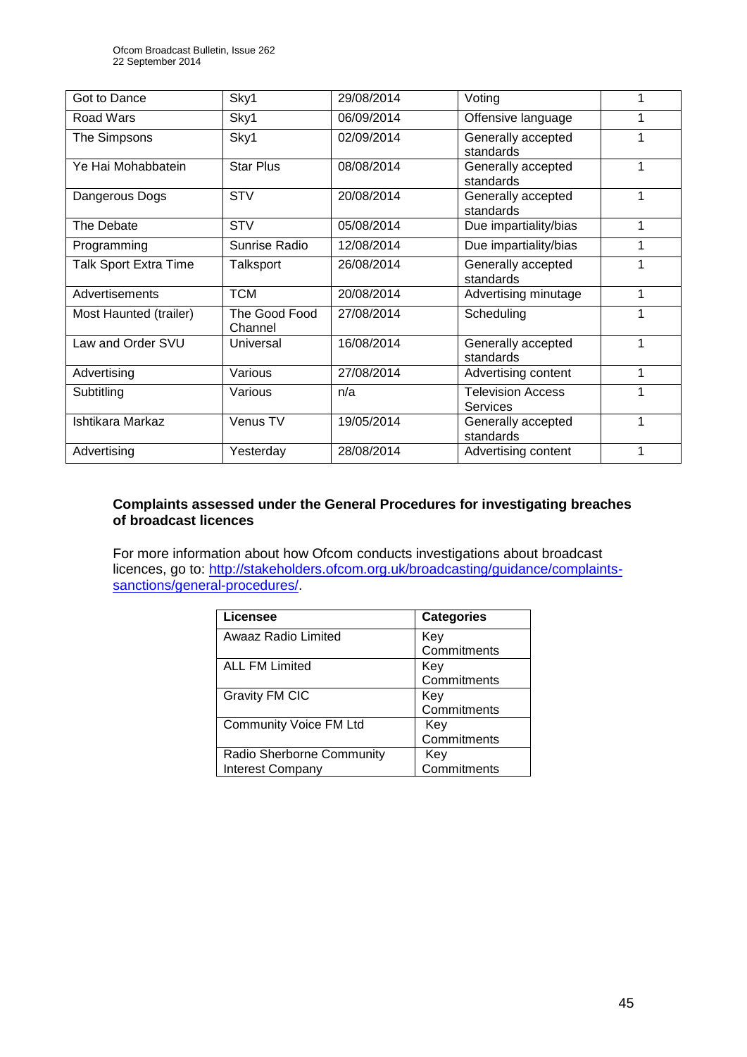| | | | | |
|---|---|---|---|---|
| Got to Dance | Sky1 | 29/08/2014 | Voting | 1 |
| Road Wars | Sky1 | 06/09/2014 | Offensive language | 1 |
| The Simpsons | Sky1 | 02/09/2014 | Generally accepted standards | 1 |
| Ye Hai Mohabbatein | Star Plus | 08/08/2014 | Generally accepted standards | 1 |
| Dangerous Dogs | STV | 20/08/2014 | Generally accepted standards | 1 |
| The Debate | STV | 05/08/2014 | Due impartiality/bias | 1 |
| Programming | Sunrise Radio | 12/08/2014 | Due impartiality/bias | 1 |
| Talk Sport Extra Time | Talksport | 26/08/2014 | Generally accepted standards | 1 |
| Advertisements | TCM | 20/08/2014 | Advertising minutage | 1 |
| Most Haunted (trailer) | The Good Food Channel | 27/08/2014 | Scheduling | 1 |
| Law and Order SVU | Universal | 16/08/2014 | Generally accepted standards | 1 |
| Advertising | Various | 27/08/2014 | Advertising content | 1 |
| Subtitling | Various | n/a | Television Access Services | 1 |
| Ishtikara Markaz | Venus TV | 19/05/2014 | Generally accepted standards | 1 |
| Advertising | Yesterday | 28/08/2014 | Advertising content | 1 |

**Complaints assessed under the General Procedures for investigating breaches of broadcast licences**

For more information about how Ofcom conducts investigations about broadcast licences, go to: http://stakeholders.ofcom.org.uk/broadcasting/guidance/complaints-sanctions/general-procedures/.

| Licensee | Categories |
|---|---|
| Awaaz Radio Limited | Key Commitments |
| ALL FM Limited | Key Commitments |
| Gravity FM CIC | Key Commitments |
| Community Voice FM Ltd | Key Commitments |
| Radio Sherborne Community Interest Company | Key Commitments |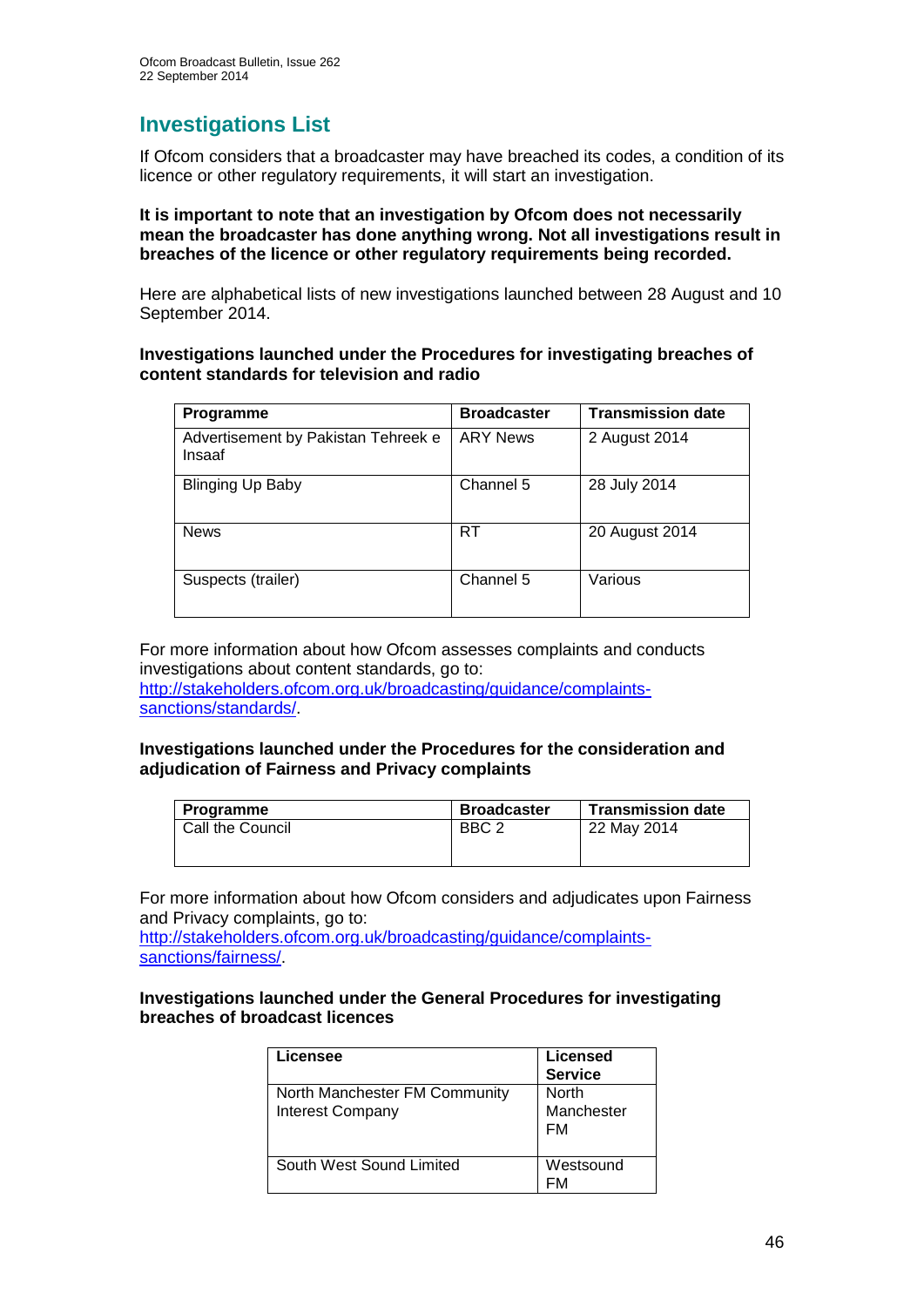## Investigations List

If Ofcom considers that a broadcaster may have breached its codes, a condition of its licence or other regulatory requirements, it will start an investigation.

**It is important to note that an investigation by Ofcom does not necessarily mean the broadcaster has done anything wrong. Not all investigations result in breaches of the licence or other regulatory requirements being recorded.**

Here are alphabetical lists of new investigations launched between 28 August and 10 September 2014.

**Investigations launched under the Procedures for investigating breaches of content standards for television and radio**

| Programme | Broadcaster | Transmission date |
|---|---|---|
| Advertisement by Pakistan Tehreek e Insaaf | ARY News | 2 August 2014 |
| Blinging Up Baby | Channel 5 | 28 July 2014 |
| News | RT | 20 August 2014 |
| Suspects (trailer) | Channel 5 | Various |

For more information about how Ofcom assesses complaints and conducts investigations about content standards, go to: http://stakeholders.ofcom.org.uk/broadcasting/guidance/complaints-sanctions/standards/.

**Investigations launched under the Procedures for the consideration and adjudication of Fairness and Privacy complaints**

| Programme | Broadcaster | Transmission date |
|---|---|---|
| Call the Council | BBC 2 | 22 May 2014 |

For more information about how Ofcom considers and adjudicates upon Fairness and Privacy complaints, go to: http://stakeholders.ofcom.org.uk/broadcasting/guidance/complaints-sanctions/fairness/.

**Investigations launched under the General Procedures for investigating breaches of broadcast licences**

| Licensee | Licensed Service |
|---|---|
| North Manchester FM Community Interest Company | North Manchester FM |
| South West Sound Limited | Westsound FM |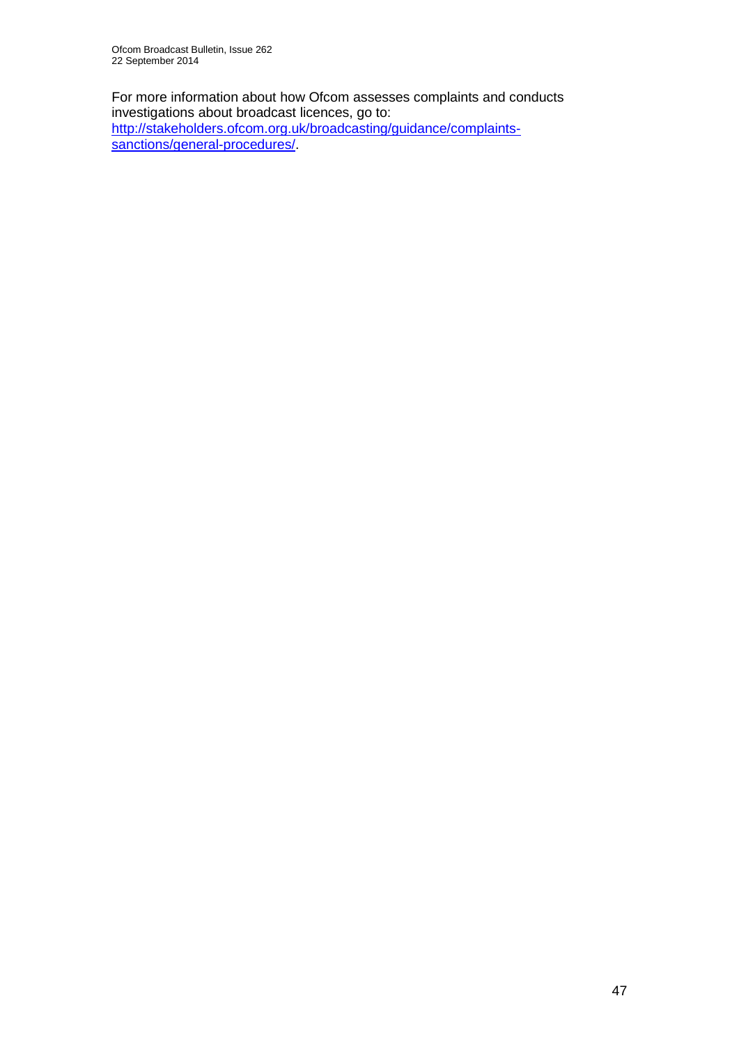For more information about how Ofcom assesses complaints and conducts investigations about broadcast licences, go to: [http://stakeholders.ofcom.org.uk/broadcasting/guidance/complaints-sanctions/general-procedures/](http://stakeholders.ofcom.org.uk/broadcasting/guidance/complaints-sanctions/general-procedures/).